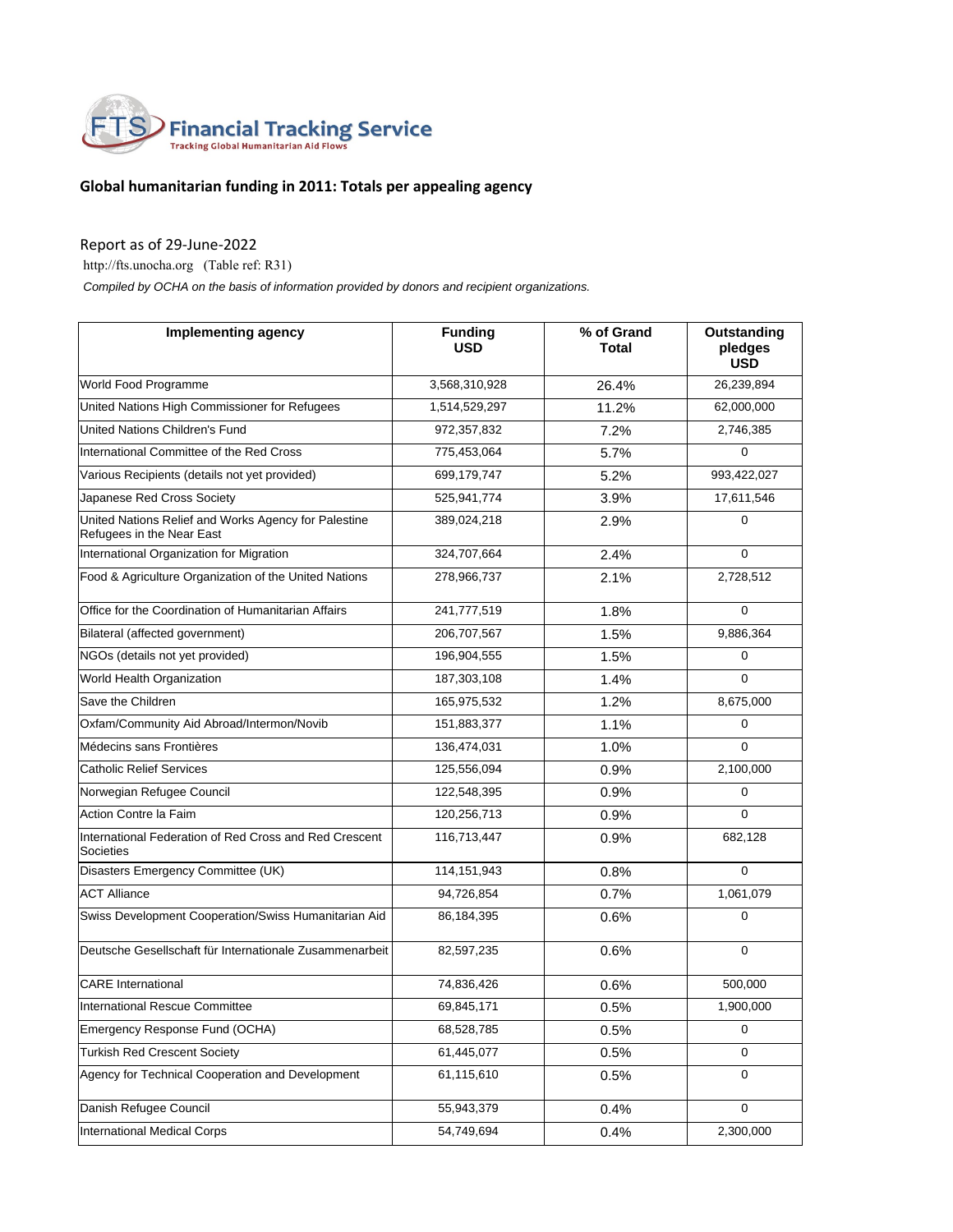**FTS Financial Tracking Service**
Tracking Global Humanitarian Aid Flows

## Global humanitarian funding in 2011: Totals per appealing agency

Report as of 29-June-2022

http://fts.unocha.org (Table ref: R31)

*Compiled by OCHA on the basis of information provided by donors and recipient organizations.*

| Implementing agency | Funding USD | % of Grand Total | Outstanding pledges USD |
|---|---|---|---|
| World Food Programme | 3,568,310,928 | 26.4% | 26,239,894 |
| United Nations High Commissioner for Refugees | 1,514,529,297 | 11.2% | 62,000,000 |
| United Nations Children's Fund | 972,357,832 | 7.2% | 2,746,385 |
| International Committee of the Red Cross | 775,453,064 | 5.7% | 0 |
| Various Recipients (details not yet provided) | 699,179,747 | 5.2% | 993,422,027 |
| Japanese Red Cross Society | 525,941,774 | 3.9% | 17,611,546 |
| United Nations Relief and Works Agency for Palestine Refugees in the Near East | 389,024,218 | 2.9% | 0 |
| International Organization for Migration | 324,707,664 | 2.4% | 0 |
| Food & Agriculture Organization of the United Nations | 278,966,737 | 2.1% | 2,728,512 |
| Office for the Coordination of Humanitarian Affairs | 241,777,519 | 1.8% | 0 |
| Bilateral (affected government) | 206,707,567 | 1.5% | 9,886,364 |
| NGOs (details not yet provided) | 196,904,555 | 1.5% | 0 |
| World Health Organization | 187,303,108 | 1.4% | 0 |
| Save the Children | 165,975,532 | 1.2% | 8,675,000 |
| Oxfam/Community Aid Abroad/Intermon/Novib | 151,883,377 | 1.1% | 0 |
| Médecins sans Frontières | 136,474,031 | 1.0% | 0 |
| Catholic Relief Services | 125,556,094 | 0.9% | 2,100,000 |
| Norwegian Refugee Council | 122,548,395 | 0.9% | 0 |
| Action Contre la Faim | 120,256,713 | 0.9% | 0 |
| International Federation of Red Cross and Red Crescent Societies | 116,713,447 | 0.9% | 682,128 |
| Disasters Emergency Committee (UK) | 114,151,943 | 0.8% | 0 |
| ACT Alliance | 94,726,854 | 0.7% | 1,061,079 |
| Swiss Development Cooperation/Swiss Humanitarian Aid | 86,184,395 | 0.6% | 0 |
| Deutsche Gesellschaft für Internationale Zusammenarbeit | 82,597,235 | 0.6% | 0 |
| CARE International | 74,836,426 | 0.6% | 500,000 |
| International Rescue Committee | 69,845,171 | 0.5% | 1,900,000 |
| Emergency Response Fund (OCHA) | 68,528,785 | 0.5% | 0 |
| Turkish Red Crescent Society | 61,445,077 | 0.5% | 0 |
| Agency for Technical Cooperation and Development | 61,115,610 | 0.5% | 0 |
| Danish Refugee Council | 55,943,379 | 0.4% | 0 |
| International Medical Corps | 54,749,694 | 0.4% | 2,300,000 |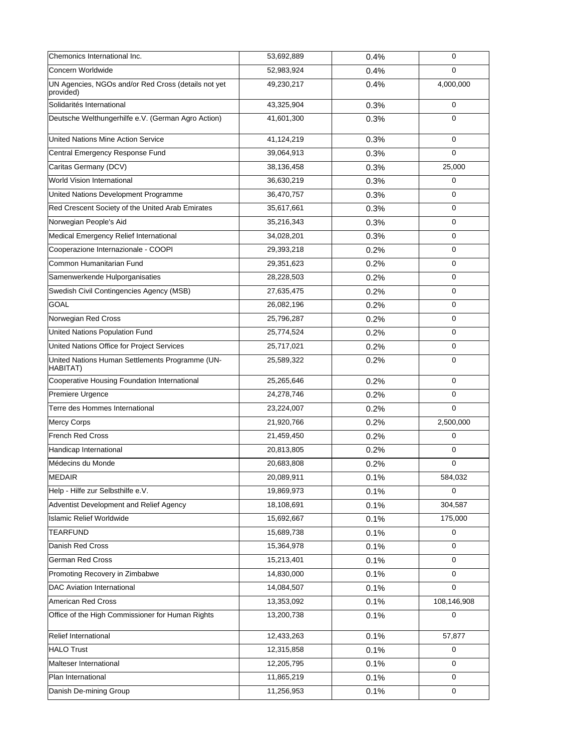| | | | |
|---|---|---|---|
| Chemonics International Inc. | 53,692,889 | 0.4% | 0 |
| Concern Worldwide | 52,983,924 | 0.4% | 0 |
| UN Agencies, NGOs and/or Red Cross (details not yet provided) | 49,230,217 | 0.4% | 4,000,000 |
| Solidarités International | 43,325,904 | 0.3% | 0 |
| Deutsche Welthungerhilfe e.V. (German Agro Action) | 41,601,300 | 0.3% | 0 |
| United Nations Mine Action Service | 41,124,219 | 0.3% | 0 |
| Central Emergency Response Fund | 39,064,913 | 0.3% | 0 |
| Caritas Germany (DCV) | 38,136,458 | 0.3% | 25,000 |
| World Vision International | 36,630,219 | 0.3% | 0 |
| United Nations Development Programme | 36,470,757 | 0.3% | 0 |
| Red Crescent Society of the United Arab Emirates | 35,617,661 | 0.3% | 0 |
| Norwegian People's Aid | 35,216,343 | 0.3% | 0 |
| Medical Emergency Relief International | 34,028,201 | 0.3% | 0 |
| Cooperazione Internazionale - COOPI | 29,393,218 | 0.2% | 0 |
| Common Humanitarian Fund | 29,351,623 | 0.2% | 0 |
| Samenwerkende Hulporganisaties | 28,228,503 | 0.2% | 0 |
| Swedish Civil Contingencies Agency (MSB) | 27,635,475 | 0.2% | 0 |
| GOAL | 26,082,196 | 0.2% | 0 |
| Norwegian Red Cross | 25,796,287 | 0.2% | 0 |
| United Nations Population Fund | 25,774,524 | 0.2% | 0 |
| United Nations Office for Project Services | 25,717,021 | 0.2% | 0 |
| United Nations Human Settlements Programme (UN-HABITAT) | 25,589,322 | 0.2% | 0 |
| Cooperative Housing Foundation International | 25,265,646 | 0.2% | 0 |
| Premiere Urgence | 24,278,746 | 0.2% | 0 |
| Terre des Hommes International | 23,224,007 | 0.2% | 0 |
| Mercy Corps | 21,920,766 | 0.2% | 2,500,000 |
| French Red Cross | 21,459,450 | 0.2% | 0 |
| Handicap International | 20,813,805 | 0.2% | 0 |
| Médecins du Monde | 20,683,808 | 0.2% | 0 |
| MEDAIR | 20,089,911 | 0.1% | 584,032 |
| Help - Hilfe zur Selbsthilfe e.V. | 19,869,973 | 0.1% | 0 |
| Adventist Development and Relief Agency | 18,108,691 | 0.1% | 304,587 |
| Islamic Relief Worldwide | 15,692,667 | 0.1% | 175,000 |
| TEARFUND | 15,689,738 | 0.1% | 0 |
| Danish Red Cross | 15,364,978 | 0.1% | 0 |
| German Red Cross | 15,213,401 | 0.1% | 0 |
| Promoting Recovery in Zimbabwe | 14,830,000 | 0.1% | 0 |
| DAC Aviation International | 14,084,507 | 0.1% | 0 |
| American Red Cross | 13,353,092 | 0.1% | 108,146,908 |
| Office of the High Commissioner for Human Rights | 13,200,738 | 0.1% | 0 |
| Relief International | 12,433,263 | 0.1% | 57,877 |
| HALO Trust | 12,315,858 | 0.1% | 0 |
| Malteser International | 12,205,795 | 0.1% | 0 |
| Plan International | 11,865,219 | 0.1% | 0 |
| Danish De-mining Group | 11,256,953 | 0.1% | 0 |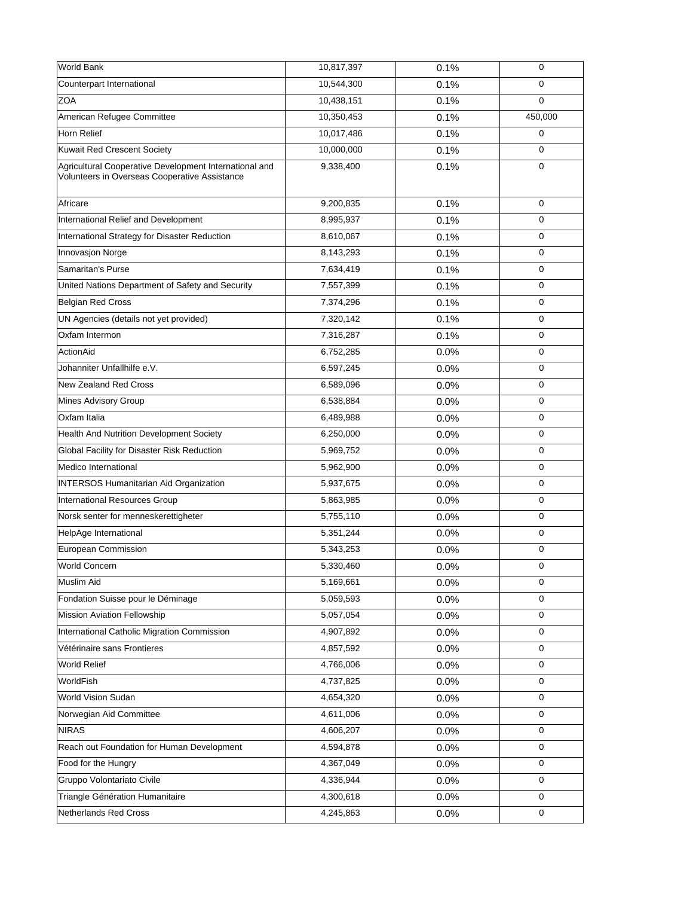| | | | |
|---|---|---|---|
| World Bank | 10,817,397 | 0.1% | 0 |
| Counterpart International | 10,544,300 | 0.1% | 0 |
| ZOA | 10,438,151 | 0.1% | 0 |
| American Refugee Committee | 10,350,453 | 0.1% | 450,000 |
| Horn Relief | 10,017,486 | 0.1% | 0 |
| Kuwait Red Crescent Society | 10,000,000 | 0.1% | 0 |
| Agricultural Cooperative Development International and Volunteers in Overseas Cooperative Assistance | 9,338,400 | 0.1% | 0 |
| Africare | 9,200,835 | 0.1% | 0 |
| International Relief and Development | 8,995,937 | 0.1% | 0 |
| International Strategy for Disaster Reduction | 8,610,067 | 0.1% | 0 |
| Innovasjon Norge | 8,143,293 | 0.1% | 0 |
| Samaritan's Purse | 7,634,419 | 0.1% | 0 |
| United Nations Department of Safety and Security | 7,557,399 | 0.1% | 0 |
| Belgian Red Cross | 7,374,296 | 0.1% | 0 |
| UN Agencies (details not yet provided) | 7,320,142 | 0.1% | 0 |
| Oxfam Intermon | 7,316,287 | 0.1% | 0 |
| ActionAid | 6,752,285 | 0.0% | 0 |
| Johanniter Unfallhilfe e.V. | 6,597,245 | 0.0% | 0 |
| New Zealand Red Cross | 6,589,096 | 0.0% | 0 |
| Mines Advisory Group | 6,538,884 | 0.0% | 0 |
| Oxfam Italia | 6,489,988 | 0.0% | 0 |
| Health And Nutrition Development Society | 6,250,000 | 0.0% | 0 |
| Global Facility for Disaster Risk Reduction | 5,969,752 | 0.0% | 0 |
| Medico International | 5,962,900 | 0.0% | 0 |
| INTERSOS Humanitarian Aid Organization | 5,937,675 | 0.0% | 0 |
| International Resources Group | 5,863,985 | 0.0% | 0 |
| Norsk senter for menneskerettigheter | 5,755,110 | 0.0% | 0 |
| HelpAge International | 5,351,244 | 0.0% | 0 |
| European Commission | 5,343,253 | 0.0% | 0 |
| World Concern | 5,330,460 | 0.0% | 0 |
| Muslim Aid | 5,169,661 | 0.0% | 0 |
| Fondation Suisse pour le Déminage | 5,059,593 | 0.0% | 0 |
| Mission Aviation Fellowship | 5,057,054 | 0.0% | 0 |
| International Catholic Migration Commission | 4,907,892 | 0.0% | 0 |
| Vétérinaire sans Frontieres | 4,857,592 | 0.0% | 0 |
| World Relief | 4,766,006 | 0.0% | 0 |
| WorldFish | 4,737,825 | 0.0% | 0 |
| World Vision Sudan | 4,654,320 | 0.0% | 0 |
| Norwegian Aid Committee | 4,611,006 | 0.0% | 0 |
| NIRAS | 4,606,207 | 0.0% | 0 |
| Reach out Foundation for Human Development | 4,594,878 | 0.0% | 0 |
| Food for the Hungry | 4,367,049 | 0.0% | 0 |
| Gruppo Volontariato Civile | 4,336,944 | 0.0% | 0 |
| Triangle Génération Humanitaire | 4,300,618 | 0.0% | 0 |
| Netherlands Red Cross | 4,245,863 | 0.0% | 0 |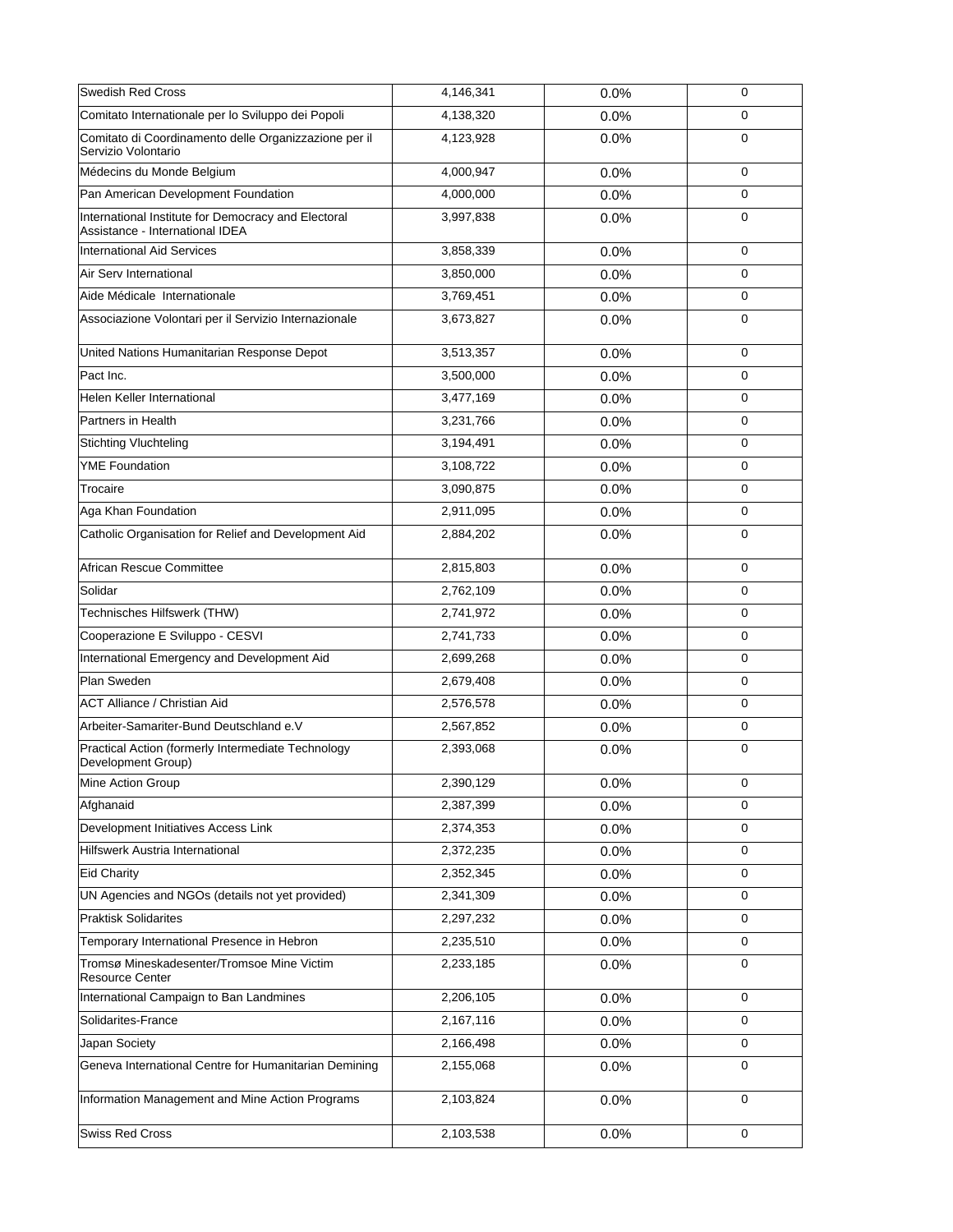| | | | |
|---|---|---|---|
| Swedish Red Cross | 4,146,341 | 0.0% | 0 |
| Comitato Internationale per lo Sviluppo dei Popoli | 4,138,320 | 0.0% | 0 |
| Comitato di Coordinamento delle Organizzazione per il Servizio Volontario | 4,123,928 | 0.0% | 0 |
| Médecins du Monde Belgium | 4,000,947 | 0.0% | 0 |
| Pan American Development Foundation | 4,000,000 | 0.0% | 0 |
| International Institute for Democracy and Electoral Assistance - International IDEA | 3,997,838 | 0.0% | 0 |
| International Aid Services | 3,858,339 | 0.0% | 0 |
| Air Serv International | 3,850,000 | 0.0% | 0 |
| Aide Médicale Internationale | 3,769,451 | 0.0% | 0 |
| Associazione Volontari per il Servizio Internazionale | 3,673,827 | 0.0% | 0 |
| United Nations Humanitarian Response Depot | 3,513,357 | 0.0% | 0 |
| Pact Inc. | 3,500,000 | 0.0% | 0 |
| Helen Keller International | 3,477,169 | 0.0% | 0 |
| Partners in Health | 3,231,766 | 0.0% | 0 |
| Stichting Vluchteling | 3,194,491 | 0.0% | 0 |
| YME Foundation | 3,108,722 | 0.0% | 0 |
| Trocaire | 3,090,875 | 0.0% | 0 |
| Aga Khan Foundation | 2,911,095 | 0.0% | 0 |
| Catholic Organisation for Relief and Development Aid | 2,884,202 | 0.0% | 0 |
| African Rescue Committee | 2,815,803 | 0.0% | 0 |
| Solidar | 2,762,109 | 0.0% | 0 |
| Technisches Hilfswerk (THW) | 2,741,972 | 0.0% | 0 |
| Cooperazione E Sviluppo - CESVI | 2,741,733 | 0.0% | 0 |
| International Emergency and Development Aid | 2,699,268 | 0.0% | 0 |
| Plan Sweden | 2,679,408 | 0.0% | 0 |
| ACT Alliance / Christian Aid | 2,576,578 | 0.0% | 0 |
| Arbeiter-Samariter-Bund Deutschland e.V | 2,567,852 | 0.0% | 0 |
| Practical Action (formerly Intermediate Technology Development Group) | 2,393,068 | 0.0% | 0 |
| Mine Action Group | 2,390,129 | 0.0% | 0 |
| Afghanaid | 2,387,399 | 0.0% | 0 |
| Development Initiatives Access Link | 2,374,353 | 0.0% | 0 |
| Hilfswerk Austria International | 2,372,235 | 0.0% | 0 |
| Eid Charity | 2,352,345 | 0.0% | 0 |
| UN Agencies and NGOs (details not yet provided) | 2,341,309 | 0.0% | 0 |
| Praktisk Solidarites | 2,297,232 | 0.0% | 0 |
| Temporary International Presence in Hebron | 2,235,510 | 0.0% | 0 |
| Tromsø Mineskadesenter/Tromsoe Mine Victim Resource Center | 2,233,185 | 0.0% | 0 |
| International Campaign to Ban Landmines | 2,206,105 | 0.0% | 0 |
| Solidarites-France | 2,167,116 | 0.0% | 0 |
| Japan Society | 2,166,498 | 0.0% | 0 |
| Geneva International Centre for Humanitarian Demining | 2,155,068 | 0.0% | 0 |
| Information Management and Mine Action Programs | 2,103,824 | 0.0% | 0 |
| Swiss Red Cross | 2,103,538 | 0.0% | 0 |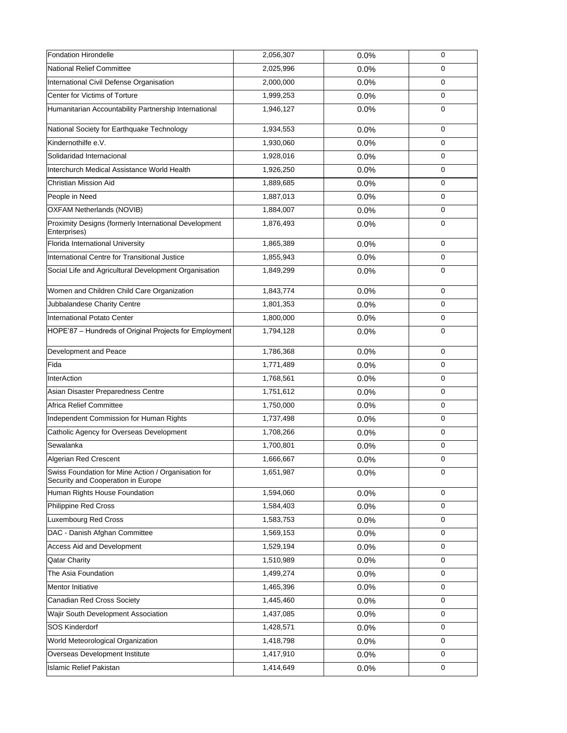| | | | |
|---|---|---|---|
| Fondation Hirondelle | 2,056,307 | 0.0% | 0 |
| National Relief Committee | 2,025,996 | 0.0% | 0 |
| International Civil Defense Organisation | 2,000,000 | 0.0% | 0 |
| Center for Victims of Torture | 1,999,253 | 0.0% | 0 |
| Humanitarian Accountability Partnership International | 1,946,127 | 0.0% | 0 |
| National Society for Earthquake Technology | 1,934,553 | 0.0% | 0 |
| Kindernothilfe e.V. | 1,930,060 | 0.0% | 0 |
| Solidaridad Internacional | 1,928,016 | 0.0% | 0 |
| Interchurch Medical Assistance World Health | 1,926,250 | 0.0% | 0 |
| Christian Mission Aid | 1,889,685 | 0.0% | 0 |
| People in Need | 1,887,013 | 0.0% | 0 |
| OXFAM Netherlands (NOVIB) | 1,884,007 | 0.0% | 0 |
| Proximity Designs (formerly International Development Enterprises) | 1,876,493 | 0.0% | 0 |
| Florida International University | 1,865,389 | 0.0% | 0 |
| International Centre for Transitional Justice | 1,855,943 | 0.0% | 0 |
| Social Life and Agricultural Development Organisation | 1,849,299 | 0.0% | 0 |
| Women and Children Child Care Organization | 1,843,774 | 0.0% | 0 |
| Jubbalandese Charity Centre | 1,801,353 | 0.0% | 0 |
| International Potato Center | 1,800,000 | 0.0% | 0 |
| HOPE'87 – Hundreds of Original Projects for Employment | 1,794,128 | 0.0% | 0 |
| Development and Peace | 1,786,368 | 0.0% | 0 |
| Fida | 1,771,489 | 0.0% | 0 |
| InterAction | 1,768,561 | 0.0% | 0 |
| Asian Disaster Preparedness Centre | 1,751,612 | 0.0% | 0 |
| Africa Relief Committee | 1,750,000 | 0.0% | 0 |
| Independent Commission for Human Rights | 1,737,498 | 0.0% | 0 |
| Catholic Agency for Overseas Development | 1,708,266 | 0.0% | 0 |
| Sewalanka | 1,700,801 | 0.0% | 0 |
| Algerian Red Crescent | 1,666,667 | 0.0% | 0 |
| Swiss Foundation for Mine Action / Organisation for Security and Cooperation in Europe | 1,651,987 | 0.0% | 0 |
| Human Rights House Foundation | 1,594,060 | 0.0% | 0 |
| Philippine Red Cross | 1,584,403 | 0.0% | 0 |
| Luxembourg Red Cross | 1,583,753 | 0.0% | 0 |
| DAC - Danish Afghan Committee | 1,569,153 | 0.0% | 0 |
| Access Aid and Development | 1,529,194 | 0.0% | 0 |
| Qatar Charity | 1,510,989 | 0.0% | 0 |
| The Asia Foundation | 1,499,274 | 0.0% | 0 |
| Mentor Initiative | 1,465,396 | 0.0% | 0 |
| Canadian Red Cross Society | 1,445,460 | 0.0% | 0 |
| Wajir South Development Association | 1,437,085 | 0.0% | 0 |
| SOS Kinderdorf | 1,428,571 | 0.0% | 0 |
| World Meteorological Organization | 1,418,798 | 0.0% | 0 |
| Overseas Development Institute | 1,417,910 | 0.0% | 0 |
| Islamic Relief Pakistan | 1,414,649 | 0.0% | 0 |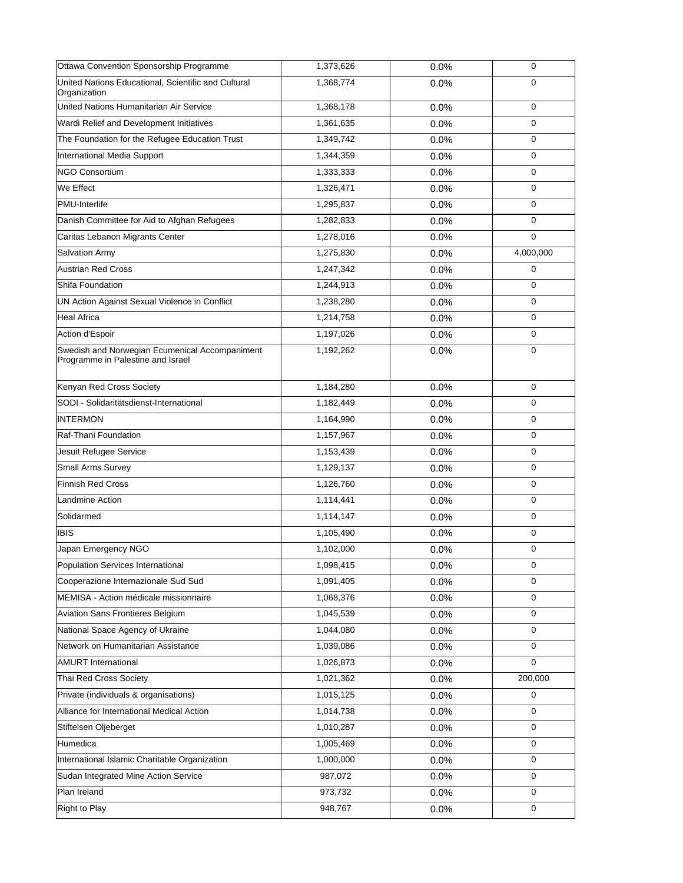| | | | |
|---|---|---|---|
| Ottawa Convention Sponsorship Programme | 1,373,626 | 0.0% | 0 |
| United Nations Educational, Scientific and Cultural Organization | 1,368,774 | 0.0% | 0 |
| United Nations Humanitarian Air Service | 1,368,178 | 0.0% | 0 |
| Wardi Relief and Development Initiatives | 1,361,635 | 0.0% | 0 |
| The Foundation for the Refugee Education Trust | 1,349,742 | 0.0% | 0 |
| International Media Support | 1,344,359 | 0.0% | 0 |
| NGO Consortium | 1,333,333 | 0.0% | 0 |
| We Effect | 1,326,471 | 0.0% | 0 |
| PMU-Interlife | 1,295,837 | 0.0% | 0 |
| Danish Committee for Aid to Afghan Refugees | 1,282,833 | 0.0% | 0 |
| Caritas Lebanon Migrants Center | 1,278,016 | 0.0% | 0 |
| Salvation Army | 1,275,830 | 0.0% | 4,000,000 |
| Austrian Red Cross | 1,247,342 | 0.0% | 0 |
| Shifa Foundation | 1,244,913 | 0.0% | 0 |
| UN Action Against Sexual Violence in Conflict | 1,238,280 | 0.0% | 0 |
| Heal Africa | 1,214,758 | 0.0% | 0 |
| Action d'Espoir | 1,197,026 | 0.0% | 0 |
| Swedish and Norwegian Ecumenical Accompaniment Programme in Palestine and Israel | 1,192,262 | 0.0% | 0 |
| Kenyan Red Cross Society | 1,184,280 | 0.0% | 0 |
| SODI - Solidaritätsdienst-International | 1,182,449 | 0.0% | 0 |
| INTERMON | 1,164,990 | 0.0% | 0 |
| Raf-Thani Foundation | 1,157,967 | 0.0% | 0 |
| Jesuit Refugee Service | 1,153,439 | 0.0% | 0 |
| Small Arms Survey | 1,129,137 | 0.0% | 0 |
| Finnish Red Cross | 1,126,760 | 0.0% | 0 |
| Landmine Action | 1,114,441 | 0.0% | 0 |
| Solidarmed | 1,114,147 | 0.0% | 0 |
| IBIS | 1,105,490 | 0.0% | 0 |
| Japan Emergency NGO | 1,102,000 | 0.0% | 0 |
| Population Services International | 1,098,415 | 0.0% | 0 |
| Cooperazione Internazionale Sud Sud | 1,091,405 | 0.0% | 0 |
| MEMISA - Action médicale missionnaire | 1,068,376 | 0.0% | 0 |
| Aviation Sans Frontieres Belgium | 1,045,539 | 0.0% | 0 |
| National Space Agency of Ukraine | 1,044,080 | 0.0% | 0 |
| Network on Humanitarian Assistance | 1,039,086 | 0.0% | 0 |
| AMURT International | 1,026,873 | 0.0% | 0 |
| Thai Red Cross Society | 1,021,362 | 0.0% | 200,000 |
| Private (individuals & organisations) | 1,015,125 | 0.0% | 0 |
| Alliance for International Medical Action | 1,014,738 | 0.0% | 0 |
| Stiftelsen Oljeberget | 1,010,287 | 0.0% | 0 |
| Humedica | 1,005,469 | 0.0% | 0 |
| International Islamic Charitable Organization | 1,000,000 | 0.0% | 0 |
| Sudan Integrated Mine Action Service | 987,072 | 0.0% | 0 |
| Plan Ireland | 973,732 | 0.0% | 0 |
| Right to Play | 948,767 | 0.0% | 0 |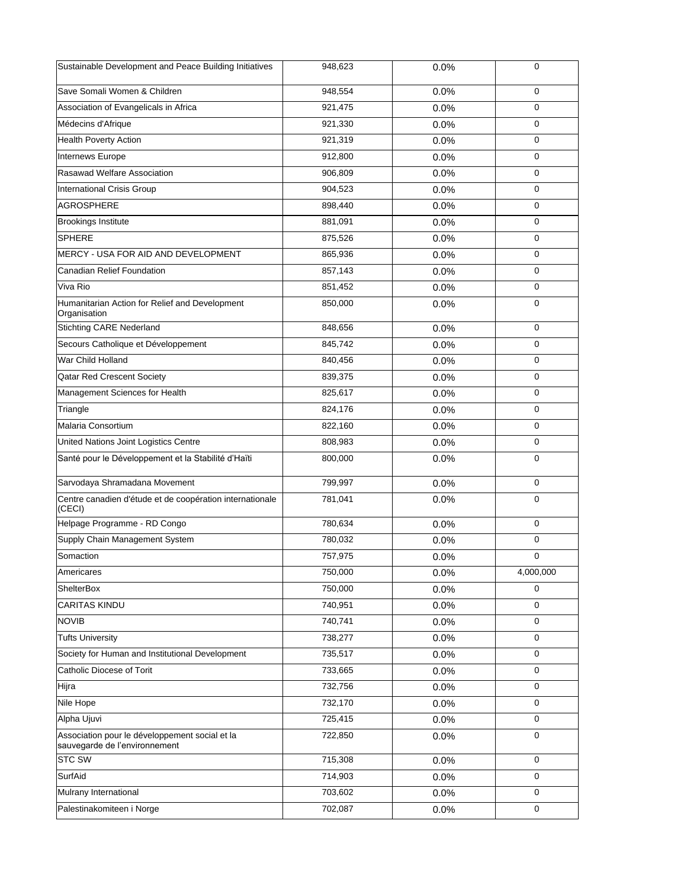| | | | |
|---|---|---|---|
| Sustainable Development and Peace Building Initiatives | 948,623 | 0.0% | 0 |
| Save Somali Women & Children | 948,554 | 0.0% | 0 |
| Association of Evangelicals in Africa | 921,475 | 0.0% | 0 |
| Médecins d'Afrique | 921,330 | 0.0% | 0 |
| Health Poverty Action | 921,319 | 0.0% | 0 |
| Internews Europe | 912,800 | 0.0% | 0 |
| Rasawad Welfare Association | 906,809 | 0.0% | 0 |
| International Crisis Group | 904,523 | 0.0% | 0 |
| AGROSPHERE | 898,440 | 0.0% | 0 |
| Brookings Institute | 881,091 | 0.0% | 0 |
| SPHERE | 875,526 | 0.0% | 0 |
| MERCY - USA FOR AID AND DEVELOPMENT | 865,936 | 0.0% | 0 |
| Canadian Relief Foundation | 857,143 | 0.0% | 0 |
| Viva Rio | 851,452 | 0.0% | 0 |
| Humanitarian Action for Relief and Development Organisation | 850,000 | 0.0% | 0 |
| Stichting CARE Nederland | 848,656 | 0.0% | 0 |
| Secours Catholique et Développement | 845,742 | 0.0% | 0 |
| War Child Holland | 840,456 | 0.0% | 0 |
| Qatar Red Crescent Society | 839,375 | 0.0% | 0 |
| Management Sciences for Health | 825,617 | 0.0% | 0 |
| Triangle | 824,176 | 0.0% | 0 |
| Malaria Consortium | 822,160 | 0.0% | 0 |
| United Nations Joint Logistics Centre | 808,983 | 0.0% | 0 |
| Santé pour le Développement et la Stabilité d'Haïti | 800,000 | 0.0% | 0 |
| Sarvodaya Shramadana Movement | 799,997 | 0.0% | 0 |
| Centre canadien d'étude et de coopération internationale (CECI) | 781,041 | 0.0% | 0 |
| Helpage Programme - RD Congo | 780,634 | 0.0% | 0 |
| Supply Chain Management System | 780,032 | 0.0% | 0 |
| Somaction | 757,975 | 0.0% | 0 |
| Americares | 750,000 | 0.0% | 4,000,000 |
| ShelterBox | 750,000 | 0.0% | 0 |
| CARITAS KINDU | 740,951 | 0.0% | 0 |
| NOVIB | 740,741 | 0.0% | 0 |
| Tufts University | 738,277 | 0.0% | 0 |
| Society for Human and Institutional Development | 735,517 | 0.0% | 0 |
| Catholic Diocese of Torit | 733,665 | 0.0% | 0 |
| Hijra | 732,756 | 0.0% | 0 |
| Nile Hope | 732,170 | 0.0% | 0 |
| Alpha Ujuvi | 725,415 | 0.0% | 0 |
| Association pour le développement social et la sauvegarde de l'environnement | 722,850 | 0.0% | 0 |
| STC SW | 715,308 | 0.0% | 0 |
| SurfAid | 714,903 | 0.0% | 0 |
| Mulrany International | 703,602 | 0.0% | 0 |
| Palestinakomiteen i Norge | 702,087 | 0.0% | 0 |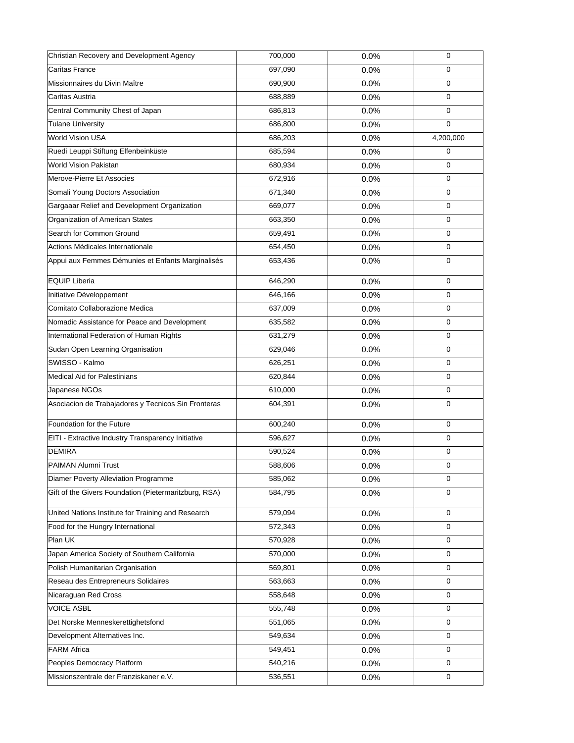| | | | |
|---|---|---|---|
| Christian Recovery and Development Agency | 700,000 | 0.0% | 0 |
| Caritas France | 697,090 | 0.0% | 0 |
| Missionnaires du Divin Maître | 690,900 | 0.0% | 0 |
| Caritas Austria | 688,889 | 0.0% | 0 |
| Central Community Chest of Japan | 686,813 | 0.0% | 0 |
| Tulane University | 686,800 | 0.0% | 0 |
| World Vision USA | 686,203 | 0.0% | 4,200,000 |
| Ruedi Leuppi Stiftung Elfenbeinküste | 685,594 | 0.0% | 0 |
| World Vision Pakistan | 680,934 | 0.0% | 0 |
| Merove-Pierre Et Associes | 672,916 | 0.0% | 0 |
| Somali Young Doctors Association | 671,340 | 0.0% | 0 |
| Gargaaar Relief and Development Organization | 669,077 | 0.0% | 0 |
| Organization of American States | 663,350 | 0.0% | 0 |
| Search for Common Ground | 659,491 | 0.0% | 0 |
| Actions Médicales Internationale | 654,450 | 0.0% | 0 |
| Appui aux Femmes Démunies et Enfants Marginalisés | 653,436 | 0.0% | 0 |
| EQUIP Liberia | 646,290 | 0.0% | 0 |
| Initiative Développement | 646,166 | 0.0% | 0 |
| Comitato Collaborazione Medica | 637,009 | 0.0% | 0 |
| Nomadic Assistance for Peace and Development | 635,582 | 0.0% | 0 |
| International Federation of Human Rights | 631,279 | 0.0% | 0 |
| Sudan Open Learning Organisation | 629,046 | 0.0% | 0 |
| SWISSO - Kalmo | 626,251 | 0.0% | 0 |
| Medical Aid for Palestinians | 620,844 | 0.0% | 0 |
| Japanese NGOs | 610,000 | 0.0% | 0 |
| Asociacion de Trabajadores y Tecnicos Sin Fronteras | 604,391 | 0.0% | 0 |
| Foundation for the Future | 600,240 | 0.0% | 0 |
| EITI - Extractive Industry Transparency Initiative | 596,627 | 0.0% | 0 |
| DEMIRA | 590,524 | 0.0% | 0 |
| PAIMAN Alumni Trust | 588,606 | 0.0% | 0 |
| Diamer Poverty Alleviation Programme | 585,062 | 0.0% | 0 |
| Gift of the Givers Foundation (Pietermaritzburg, RSA) | 584,795 | 0.0% | 0 |
| United Nations Institute for Training and Research | 579,094 | 0.0% | 0 |
| Food for the Hungry International | 572,343 | 0.0% | 0 |
| Plan UK | 570,928 | 0.0% | 0 |
| Japan America Society of Southern California | 570,000 | 0.0% | 0 |
| Polish Humanitarian Organisation | 569,801 | 0.0% | 0 |
| Reseau des Entrepreneurs Solidaires | 563,663 | 0.0% | 0 |
| Nicaraguan Red Cross | 558,648 | 0.0% | 0 |
| VOICE ASBL | 555,748 | 0.0% | 0 |
| Det Norske Menneskerettighetsfond | 551,065 | 0.0% | 0 |
| Development Alternatives Inc. | 549,634 | 0.0% | 0 |
| FARM Africa | 549,451 | 0.0% | 0 |
| Peoples Democracy Platform | 540,216 | 0.0% | 0 |
| Missionszentrale der Franziskaner e.V. | 536,551 | 0.0% | 0 |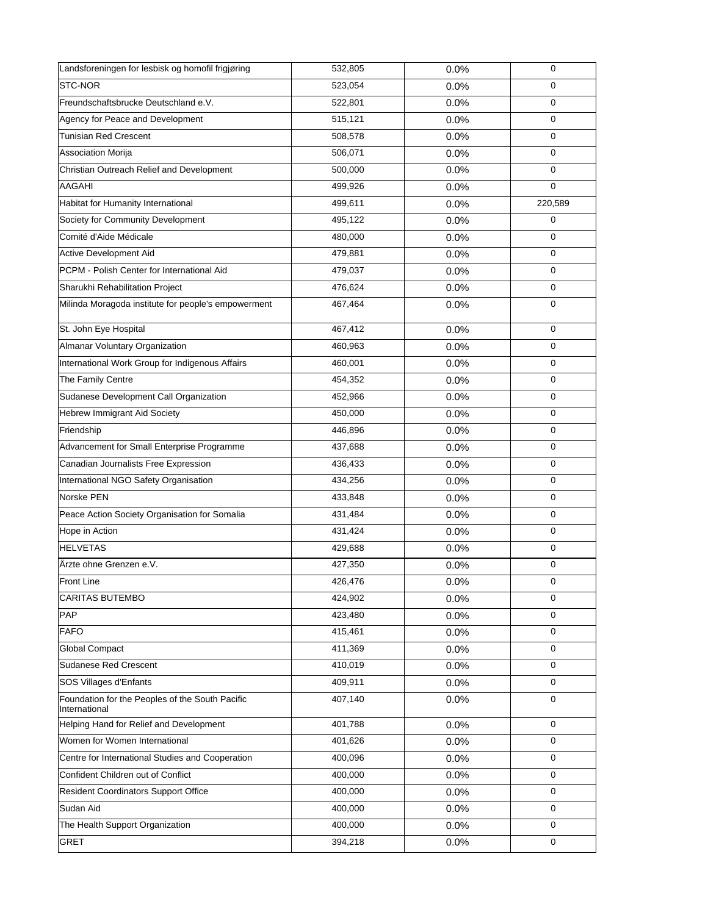| | | | |
|---|---|---|---|
| Landsforeningen for lesbisk og homofil frigjøring | 532,805 | 0.0% | 0 |
| STC-NOR | 523,054 | 0.0% | 0 |
| Freundschaftsbrucke Deutschland e.V. | 522,801 | 0.0% | 0 |
| Agency for Peace and Development | 515,121 | 0.0% | 0 |
| Tunisian Red Crescent | 508,578 | 0.0% | 0 |
| Association Morija | 506,071 | 0.0% | 0 |
| Christian Outreach Relief and Development | 500,000 | 0.0% | 0 |
| AAGAHI | 499,926 | 0.0% | 0 |
| Habitat for Humanity International | 499,611 | 0.0% | 220,589 |
| Society for Community Development | 495,122 | 0.0% | 0 |
| Comité d'Aide Médicale | 480,000 | 0.0% | 0 |
| Active Development Aid | 479,881 | 0.0% | 0 |
| PCPM - Polish Center for International Aid | 479,037 | 0.0% | 0 |
| Sharukhi Rehabilitation Project | 476,624 | 0.0% | 0 |
| Milinda Moragoda institute for people's empowerment | 467,464 | 0.0% | 0 |
| St. John Eye Hospital | 467,412 | 0.0% | 0 |
| Almanar Voluntary Organization | 460,963 | 0.0% | 0 |
| International Work Group for Indigenous Affairs | 460,001 | 0.0% | 0 |
| The Family Centre | 454,352 | 0.0% | 0 |
| Sudanese Development Call Organization | 452,966 | 0.0% | 0 |
| Hebrew Immigrant Aid Society | 450,000 | 0.0% | 0 |
| Friendship | 446,896 | 0.0% | 0 |
| Advancement for Small Enterprise Programme | 437,688 | 0.0% | 0 |
| Canadian Journalists Free Expression | 436,433 | 0.0% | 0 |
| International NGO Safety Organisation | 434,256 | 0.0% | 0 |
| Norske PEN | 433,848 | 0.0% | 0 |
| Peace Action Society Organisation for Somalia | 431,484 | 0.0% | 0 |
| Hope in Action | 431,424 | 0.0% | 0 |
| HELVETAS | 429,688 | 0.0% | 0 |
| Ärzte ohne Grenzen e.V. | 427,350 | 0.0% | 0 |
| Front Line | 426,476 | 0.0% | 0 |
| CARITAS BUTEMBO | 424,902 | 0.0% | 0 |
| PAP | 423,480 | 0.0% | 0 |
| FAFO | 415,461 | 0.0% | 0 |
| Global Compact | 411,369 | 0.0% | 0 |
| Sudanese Red Crescent | 410,019 | 0.0% | 0 |
| SOS Villages d'Enfants | 409,911 | 0.0% | 0 |
| Foundation for the Peoples of the South Pacific International | 407,140 | 0.0% | 0 |
| Helping Hand for Relief and Development | 401,788 | 0.0% | 0 |
| Women for Women International | 401,626 | 0.0% | 0 |
| Centre for International Studies and Cooperation | 400,096 | 0.0% | 0 |
| Confident Children out of Conflict | 400,000 | 0.0% | 0 |
| Resident Coordinators Support Office | 400,000 | 0.0% | 0 |
| Sudan Aid | 400,000 | 0.0% | 0 |
| The Health Support Organization | 400,000 | 0.0% | 0 |
| GRET | 394,218 | 0.0% | 0 |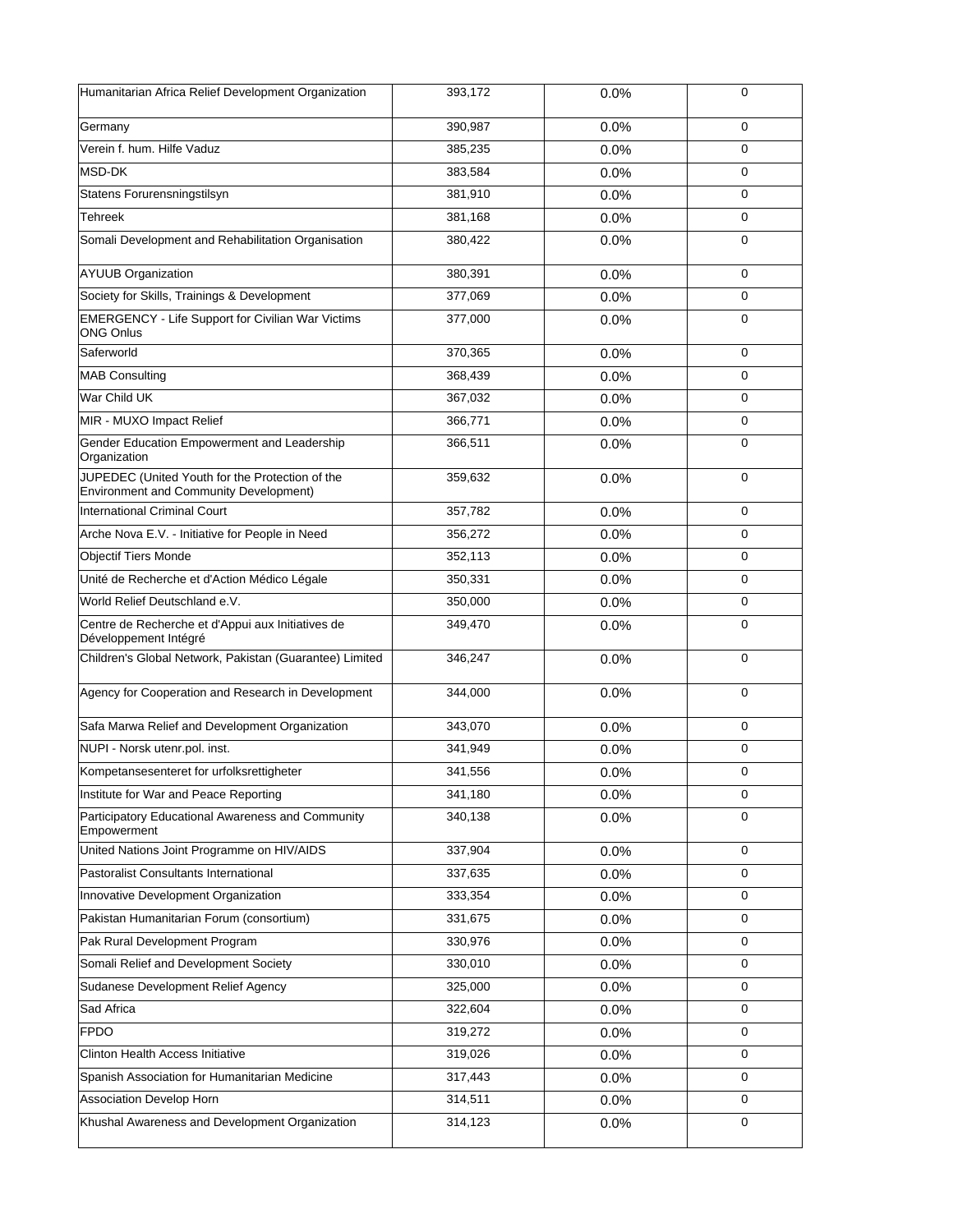| | | | |
|---|---|---|---|
| Humanitarian Africa Relief Development Organization | 393,172 | 0.0% | 0 |
| Germany | 390,987 | 0.0% | 0 |
| Verein f. hum. Hilfe Vaduz | 385,235 | 0.0% | 0 |
| MSD-DK | 383,584 | 0.0% | 0 |
| Statens Forurensningstilsyn | 381,910 | 0.0% | 0 |
| Tehreek | 381,168 | 0.0% | 0 |
| Somali Development and Rehabilitation Organisation | 380,422 | 0.0% | 0 |
| AYUUB Organization | 380,391 | 0.0% | 0 |
| Society for Skills, Trainings & Development | 377,069 | 0.0% | 0 |
| EMERGENCY - Life Support for Civilian War Victims ONG Onlus | 377,000 | 0.0% | 0 |
| Saferworld | 370,365 | 0.0% | 0 |
| MAB Consulting | 368,439 | 0.0% | 0 |
| War Child UK | 367,032 | 0.0% | 0 |
| MIR - MUXO Impact Relief | 366,771 | 0.0% | 0 |
| Gender Education Empowerment and Leadership Organization | 366,511 | 0.0% | 0 |
| JUPEDEC (United Youth for the Protection of the Environment and Community Development) | 359,632 | 0.0% | 0 |
| International Criminal Court | 357,782 | 0.0% | 0 |
| Arche Nova E.V. - Initiative for People in Need | 356,272 | 0.0% | 0 |
| Objectif Tiers Monde | 352,113 | 0.0% | 0 |
| Unité de Recherche et d'Action Médico Légale | 350,331 | 0.0% | 0 |
| World Relief Deutschland e.V. | 350,000 | 0.0% | 0 |
| Centre de Recherche et d'Appui aux Initiatives de Développement Intégré | 349,470 | 0.0% | 0 |
| Children's Global Network, Pakistan (Guarantee) Limited | 346,247 | 0.0% | 0 |
| Agency for Cooperation and Research in Development | 344,000 | 0.0% | 0 |
| Safa Marwa Relief and Development Organization | 343,070 | 0.0% | 0 |
| NUPI - Norsk utenr.pol. inst. | 341,949 | 0.0% | 0 |
| Kompetansesenteret for urfolksrettigheter | 341,556 | 0.0% | 0 |
| Institute for War and Peace Reporting | 341,180 | 0.0% | 0 |
| Participatory Educational Awareness and Community Empowerment | 340,138 | 0.0% | 0 |
| United Nations Joint Programme on HIV/AIDS | 337,904 | 0.0% | 0 |
| Pastoralist Consultants International | 337,635 | 0.0% | 0 |
| Innovative Development Organization | 333,354 | 0.0% | 0 |
| Pakistan Humanitarian Forum (consortium) | 331,675 | 0.0% | 0 |
| Pak Rural Development Program | 330,976 | 0.0% | 0 |
| Somali Relief and Development Society | 330,010 | 0.0% | 0 |
| Sudanese Development Relief Agency | 325,000 | 0.0% | 0 |
| Sad Africa | 322,604 | 0.0% | 0 |
| FPDO | 319,272 | 0.0% | 0 |
| Clinton Health Access Initiative | 319,026 | 0.0% | 0 |
| Spanish Association for Humanitarian Medicine | 317,443 | 0.0% | 0 |
| Association Develop Horn | 314,511 | 0.0% | 0 |
| Khushal Awareness and Development Organization | 314,123 | 0.0% | 0 |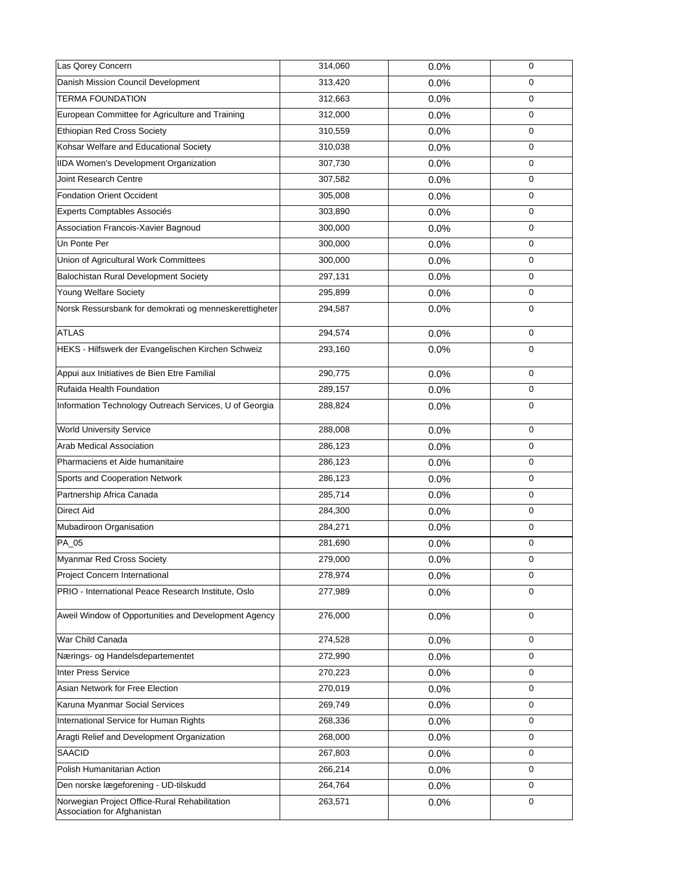| | | | |
|---|---|---|---|
| Las Qorey Concern | 314,060 | 0.0% | 0 |
| Danish Mission Council Development | 313,420 | 0.0% | 0 |
| TERMA FOUNDATION | 312,663 | 0.0% | 0 |
| European Committee for Agriculture and Training | 312,000 | 0.0% | 0 |
| Ethiopian Red Cross Society | 310,559 | 0.0% | 0 |
| Kohsar Welfare and Educational Society | 310,038 | 0.0% | 0 |
| IIDA Women's Development Organization | 307,730 | 0.0% | 0 |
| Joint Research Centre | 307,582 | 0.0% | 0 |
| Fondation Orient Occident | 305,008 | 0.0% | 0 |
| Experts Comptables Associés | 303,890 | 0.0% | 0 |
| Association Francois-Xavier Bagnoud | 300,000 | 0.0% | 0 |
| Un Ponte Per | 300,000 | 0.0% | 0 |
| Union of Agricultural Work Committees | 300,000 | 0.0% | 0 |
| Balochistan Rural Development Society | 297,131 | 0.0% | 0 |
| Young Welfare Society | 295,899 | 0.0% | 0 |
| Norsk Ressursbank for demokrati og menneskerettigheter | 294,587 | 0.0% | 0 |
| ATLAS | 294,574 | 0.0% | 0 |
| HEKS - Hilfswerk der Evangelischen Kirchen Schweiz | 293,160 | 0.0% | 0 |
| Appui aux Initiatives de Bien Etre Familial | 290,775 | 0.0% | 0 |
| Rufaida Health Foundation | 289,157 | 0.0% | 0 |
| Information Technology Outreach Services, U of Georgia | 288,824 | 0.0% | 0 |
| World University Service | 288,008 | 0.0% | 0 |
| Arab Medical Association | 286,123 | 0.0% | 0 |
| Pharmaciens et Aide humanitaire | 286,123 | 0.0% | 0 |
| Sports and Cooperation Network | 286,123 | 0.0% | 0 |
| Partnership Africa Canada | 285,714 | 0.0% | 0 |
| Direct Aid | 284,300 | 0.0% | 0 |
| Mubadiroon Organisation | 284,271 | 0.0% | 0 |
| PA_05 | 281,690 | 0.0% | 0 |
| Myanmar Red Cross Society | 279,000 | 0.0% | 0 |
| Project Concern International | 278,974 | 0.0% | 0 |
| PRIO - International Peace Research Institute, Oslo | 277,989 | 0.0% | 0 |
| Aweil Window of Opportunities and Development Agency | 276,000 | 0.0% | 0 |
| War Child Canada | 274,528 | 0.0% | 0 |
| Nærings- og Handelsdepartementet | 272,990 | 0.0% | 0 |
| Inter Press Service | 270,223 | 0.0% | 0 |
| Asian Network for Free Election | 270,019 | 0.0% | 0 |
| Karuna Myanmar Social Services | 269,749 | 0.0% | 0 |
| International Service for Human Rights | 268,336 | 0.0% | 0 |
| Aragti Relief and Development Organization | 268,000 | 0.0% | 0 |
| SAACID | 267,803 | 0.0% | 0 |
| Polish Humanitarian Action | 266,214 | 0.0% | 0 |
| Den norske lægeforening - UD-tilskudd | 264,764 | 0.0% | 0 |
| Norwegian Project Office-Rural Rehabilitation Association for Afghanistan | 263,571 | 0.0% | 0 |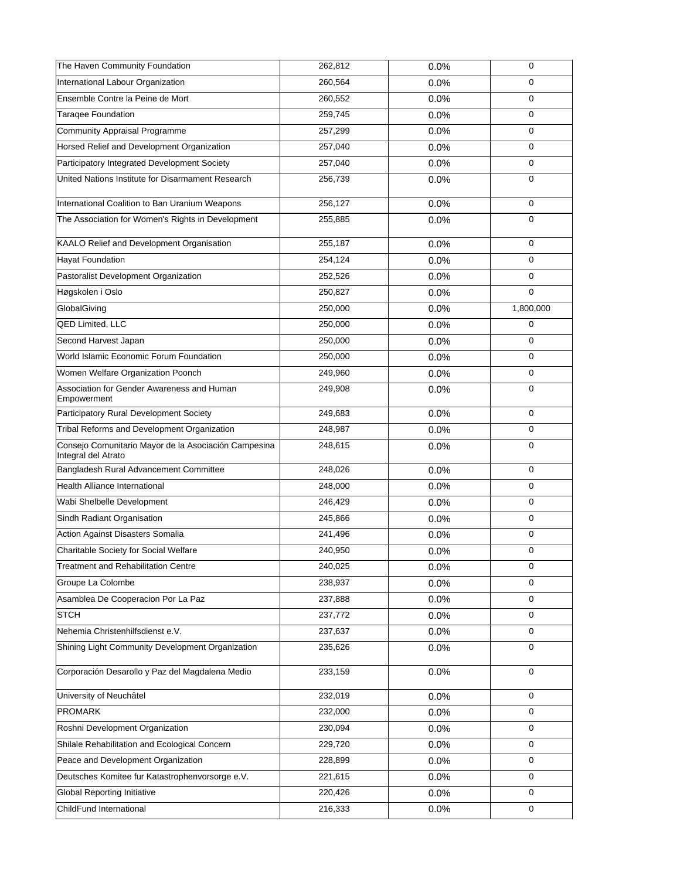| | | | |
|---|---|---|---|
| The Haven Community Foundation | 262,812 | 0.0% | 0 |
| International Labour Organization | 260,564 | 0.0% | 0 |
| Ensemble Contre la Peine de Mort | 260,552 | 0.0% | 0 |
| Taraqee Foundation | 259,745 | 0.0% | 0 |
| Community Appraisal Programme | 257,299 | 0.0% | 0 |
| Horsed Relief and Development Organization | 257,040 | 0.0% | 0 |
| Participatory Integrated Development Society | 257,040 | 0.0% | 0 |
| United Nations Institute for Disarmament Research | 256,739 | 0.0% | 0 |
| International Coalition to Ban Uranium Weapons | 256,127 | 0.0% | 0 |
| The Association for Women's Rights in Development | 255,885 | 0.0% | 0 |
| KAALO Relief and Development Organisation | 255,187 | 0.0% | 0 |
| Hayat Foundation | 254,124 | 0.0% | 0 |
| Pastoralist Development Organization | 252,526 | 0.0% | 0 |
| Høgskolen i Oslo | 250,827 | 0.0% | 0 |
| GlobalGiving | 250,000 | 0.0% | 1,800,000 |
| QED Limited, LLC | 250,000 | 0.0% | 0 |
| Second Harvest Japan | 250,000 | 0.0% | 0 |
| World Islamic Economic Forum Foundation | 250,000 | 0.0% | 0 |
| Women Welfare Organization Poonch | 249,960 | 0.0% | 0 |
| Association for Gender Awareness and Human Empowerment | 249,908 | 0.0% | 0 |
| Participatory Rural Development Society | 249,683 | 0.0% | 0 |
| Tribal Reforms and Development Organization | 248,987 | 0.0% | 0 |
| Consejo Comunitario Mayor de la Asociación Campesina Integral del Atrato | 248,615 | 0.0% | 0 |
| Bangladesh Rural Advancement Committee | 248,026 | 0.0% | 0 |
| Health Alliance International | 248,000 | 0.0% | 0 |
| Wabi Shelbelle Development | 246,429 | 0.0% | 0 |
| Sindh Radiant Organisation | 245,866 | 0.0% | 0 |
| Action Against Disasters Somalia | 241,496 | 0.0% | 0 |
| Charitable Society for Social Welfare | 240,950 | 0.0% | 0 |
| Treatment and Rehabilitation Centre | 240,025 | 0.0% | 0 |
| Groupe La Colombe | 238,937 | 0.0% | 0 |
| Asamblea De Cooperacion Por La Paz | 237,888 | 0.0% | 0 |
| STCH | 237,772 | 0.0% | 0 |
| Nehemia Christenhilfsdienst e.V. | 237,637 | 0.0% | 0 |
| Shining Light Community Development Organization | 235,626 | 0.0% | 0 |
| Corporación Desarollo y Paz del Magdalena Medio | 233,159 | 0.0% | 0 |
| University of Neuchâtel | 232,019 | 0.0% | 0 |
| PROMARK | 232,000 | 0.0% | 0 |
| Roshni Development Organization | 230,094 | 0.0% | 0 |
| Shilale Rehabilitation and Ecological Concern | 229,720 | 0.0% | 0 |
| Peace and Development Organization | 228,899 | 0.0% | 0 |
| Deutsches Komitee fur Katastrophenvorsorge e.V. | 221,615 | 0.0% | 0 |
| Global Reporting Initiative | 220,426 | 0.0% | 0 |
| ChildFund International | 216,333 | 0.0% | 0 |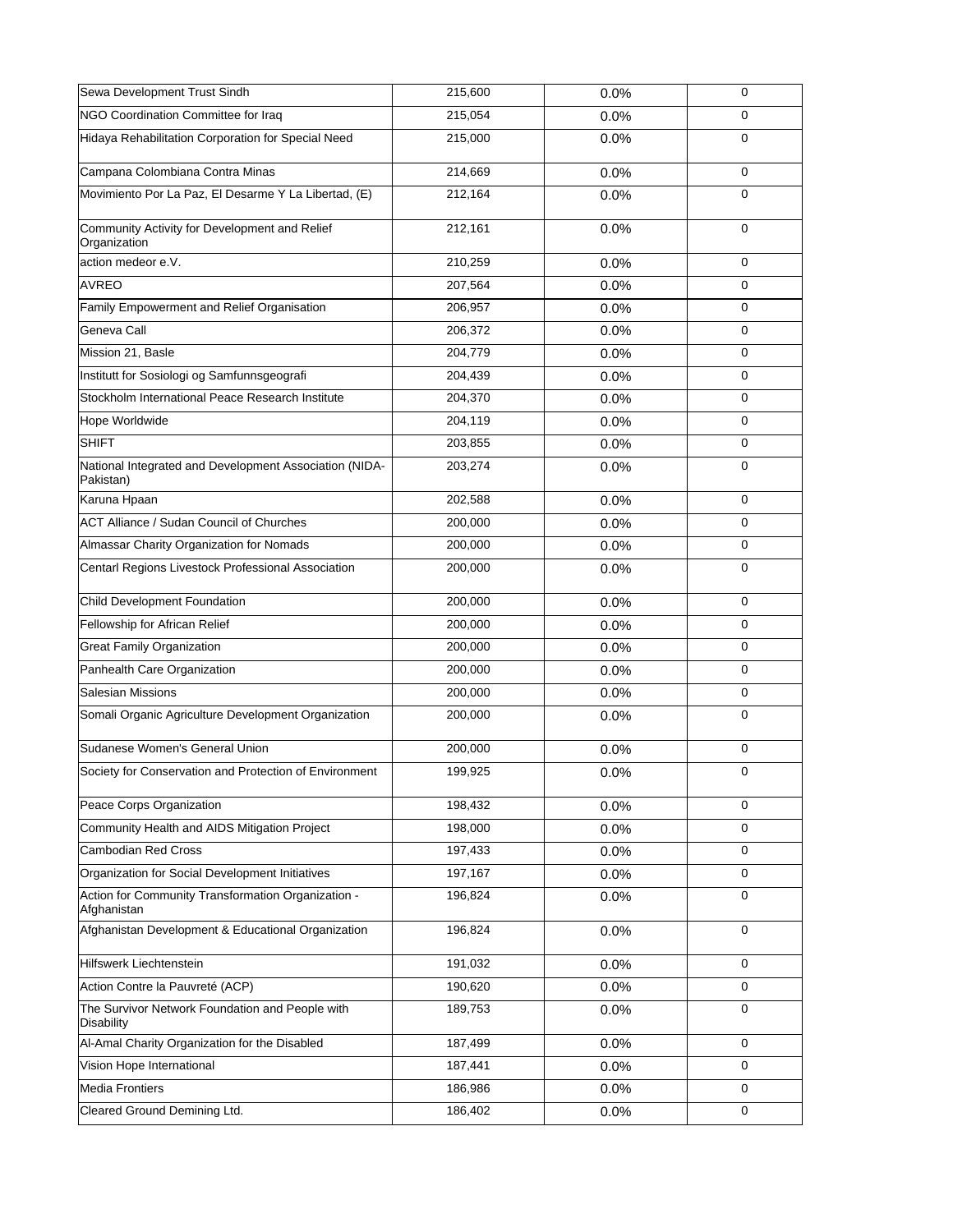| | | | |
|---|---|---|---|
| Sewa Development Trust Sindh | 215,600 | 0.0% | 0 |
| NGO Coordination Committee for Iraq | 215,054 | 0.0% | 0 |
| Hidaya Rehabilitation Corporation for Special Need | 215,000 | 0.0% | 0 |
| Campana Colombiana Contra Minas | 214,669 | 0.0% | 0 |
| Movimiento Por La Paz, El Desarme Y La Libertad, (E) | 212,164 | 0.0% | 0 |
| Community Activity for Development and Relief Organization | 212,161 | 0.0% | 0 |
| action medeor e.V. | 210,259 | 0.0% | 0 |
| AVREO | 207,564 | 0.0% | 0 |
| Family Empowerment and Relief Organisation | 206,957 | 0.0% | 0 |
| Geneva Call | 206,372 | 0.0% | 0 |
| Mission 21, Basle | 204,779 | 0.0% | 0 |
| Institutt for Sosiologi og Samfunnsgeografi | 204,439 | 0.0% | 0 |
| Stockholm International Peace Research Institute | 204,370 | 0.0% | 0 |
| Hope Worldwide | 204,119 | 0.0% | 0 |
| SHIFT | 203,855 | 0.0% | 0 |
| National Integrated and Development Association (NIDA-Pakistan) | 203,274 | 0.0% | 0 |
| Karuna Hpaan | 202,588 | 0.0% | 0 |
| ACT Alliance / Sudan Council of Churches | 200,000 | 0.0% | 0 |
| Almassar Charity Organization for Nomads | 200,000 | 0.0% | 0 |
| Centarl Regions Livestock Professional Association | 200,000 | 0.0% | 0 |
| Child Development Foundation | 200,000 | 0.0% | 0 |
| Fellowship for African Relief | 200,000 | 0.0% | 0 |
| Great Family Organization | 200,000 | 0.0% | 0 |
| Panhealth Care Organization | 200,000 | 0.0% | 0 |
| Salesian Missions | 200,000 | 0.0% | 0 |
| Somali Organic Agriculture Development Organization | 200,000 | 0.0% | 0 |
| Sudanese Women's General Union | 200,000 | 0.0% | 0 |
| Society for Conservation and Protection of Environment | 199,925 | 0.0% | 0 |
| Peace Corps Organization | 198,432 | 0.0% | 0 |
| Community Health and AIDS Mitigation Project | 198,000 | 0.0% | 0 |
| Cambodian Red Cross | 197,433 | 0.0% | 0 |
| Organization for Social Development Initiatives | 197,167 | 0.0% | 0 |
| Action for Community Transformation Organization - Afghanistan | 196,824 | 0.0% | 0 |
| Afghanistan Development & Educational Organization | 196,824 | 0.0% | 0 |
| Hilfswerk Liechtenstein | 191,032 | 0.0% | 0 |
| Action Contre la Pauvreté (ACP) | 190,620 | 0.0% | 0 |
| The Survivor Network Foundation and People with Disability | 189,753 | 0.0% | 0 |
| Al-Amal Charity Organization for the Disabled | 187,499 | 0.0% | 0 |
| Vision Hope International | 187,441 | 0.0% | 0 |
| Media Frontiers | 186,986 | 0.0% | 0 |
| Cleared Ground Demining Ltd. | 186,402 | 0.0% | 0 |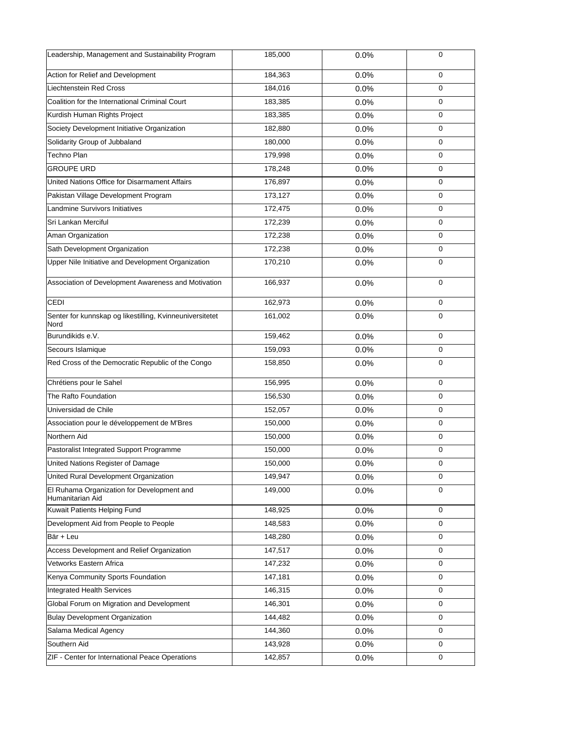| | | | |
|---|---|---|---|
| Leadership, Management and Sustainability Program | 185,000 | 0.0% | 0 |
| Action for Relief and Development | 184,363 | 0.0% | 0 |
| Liechtenstein Red Cross | 184,016 | 0.0% | 0 |
| Coalition for the International Criminal Court | 183,385 | 0.0% | 0 |
| Kurdish Human Rights Project | 183,385 | 0.0% | 0 |
| Society Development Initiative Organization | 182,880 | 0.0% | 0 |
| Solidarity Group of Jubbaland | 180,000 | 0.0% | 0 |
| Techno Plan | 179,998 | 0.0% | 0 |
| GROUPE URD | 178,248 | 0.0% | 0 |
| United Nations Office for Disarmament Affairs | 176,897 | 0.0% | 0 |
| Pakistan Village Development Program | 173,127 | 0.0% | 0 |
| Landmine Survivors Initiatives | 172,475 | 0.0% | 0 |
| Sri Lankan Merciful | 172,239 | 0.0% | 0 |
| Aman Organization | 172,238 | 0.0% | 0 |
| Sath Development Organization | 172,238 | 0.0% | 0 |
| Upper Nile Initiative and Development Organization | 170,210 | 0.0% | 0 |
| Association of Development Awareness and Motivation | 166,937 | 0.0% | 0 |
| CEDI | 162,973 | 0.0% | 0 |
| Senter for kunnskap og likestilling, Kvinneuniversitetet Nord | 161,002 | 0.0% | 0 |
| Burundikids e.V. | 159,462 | 0.0% | 0 |
| Secours Islamique | 159,093 | 0.0% | 0 |
| Red Cross of the Democratic Republic of the Congo | 158,850 | 0.0% | 0 |
| Chrétiens pour le Sahel | 156,995 | 0.0% | 0 |
| The Rafto Foundation | 156,530 | 0.0% | 0 |
| Universidad de Chile | 152,057 | 0.0% | 0 |
| Association pour le développement de M'Bres | 150,000 | 0.0% | 0 |
| Northern Aid | 150,000 | 0.0% | 0 |
| Pastoralist Integrated Support Programme | 150,000 | 0.0% | 0 |
| United Nations Register of Damage | 150,000 | 0.0% | 0 |
| United Rural Development Organization | 149,947 | 0.0% | 0 |
| El Ruhama Organization for Development and Humanitarian Aid | 149,000 | 0.0% | 0 |
| Kuwait Patients Helping Fund | 148,925 | 0.0% | 0 |
| Development Aid from People to People | 148,583 | 0.0% | 0 |
| Bär + Leu | 148,280 | 0.0% | 0 |
| Access Development and Relief Organization | 147,517 | 0.0% | 0 |
| Vetworks Eastern Africa | 147,232 | 0.0% | 0 |
| Kenya Community Sports Foundation | 147,181 | 0.0% | 0 |
| Integrated Health Services | 146,315 | 0.0% | 0 |
| Global Forum on Migration and Development | 146,301 | 0.0% | 0 |
| Bulay Development Organization | 144,482 | 0.0% | 0 |
| Salama Medical Agency | 144,360 | 0.0% | 0 |
| Southern Aid | 143,928 | 0.0% | 0 |
| ZIF - Center for International Peace Operations | 142,857 | 0.0% | 0 |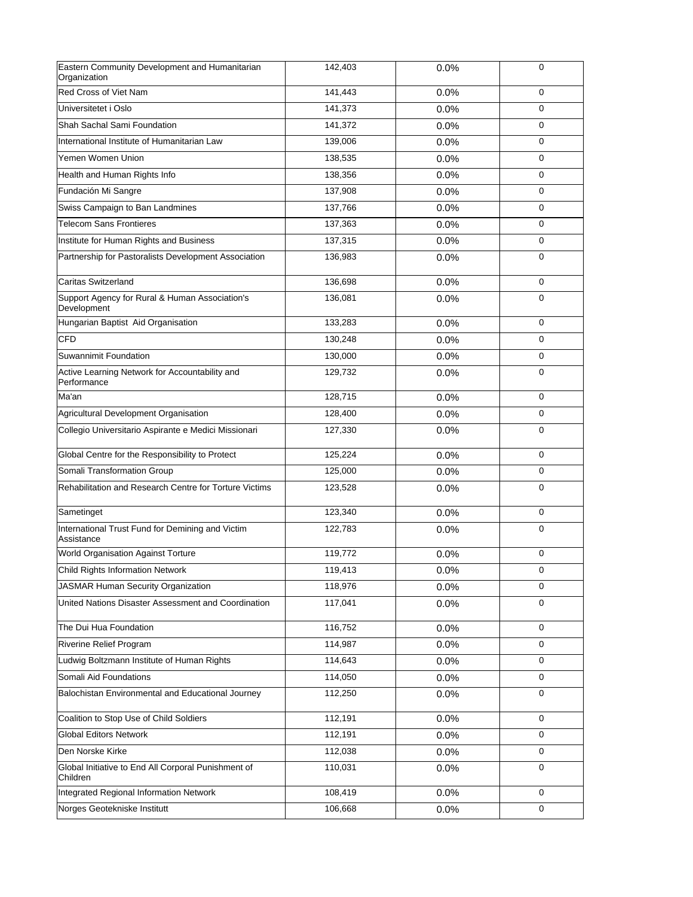| | | | |
|---|---|---|---|
| Eastern Community Development and Humanitarian Organization | 142,403 | 0.0% | 0 |
| Red Cross of Viet Nam | 141,443 | 0.0% | 0 |
| Universitetet i Oslo | 141,373 | 0.0% | 0 |
| Shah Sachal Sami Foundation | 141,372 | 0.0% | 0 |
| International Institute of Humanitarian Law | 139,006 | 0.0% | 0 |
| Yemen Women Union | 138,535 | 0.0% | 0 |
| Health and Human Rights Info | 138,356 | 0.0% | 0 |
| Fundación Mi Sangre | 137,908 | 0.0% | 0 |
| Swiss Campaign to Ban Landmines | 137,766 | 0.0% | 0 |
| Telecom Sans Frontieres | 137,363 | 0.0% | 0 |
| Institute for Human Rights and Business | 137,315 | 0.0% | 0 |
| Partnership for Pastoralists Development Association | 136,983 | 0.0% | 0 |
| Caritas Switzerland | 136,698 | 0.0% | 0 |
| Support Agency for Rural & Human Association's Development | 136,081 | 0.0% | 0 |
| Hungarian Baptist Aid Organisation | 133,283 | 0.0% | 0 |
| CFD | 130,248 | 0.0% | 0 |
| Suwannimit Foundation | 130,000 | 0.0% | 0 |
| Active Learning Network for Accountability and Performance | 129,732 | 0.0% | 0 |
| Ma'an | 128,715 | 0.0% | 0 |
| Agricultural Development Organisation | 128,400 | 0.0% | 0 |
| Collegio Universitario Aspirante e Medici Missionari | 127,330 | 0.0% | 0 |
| Global Centre for the Responsibility to Protect | 125,224 | 0.0% | 0 |
| Somali Transformation Group | 125,000 | 0.0% | 0 |
| Rehabilitation and Research Centre for Torture Victims | 123,528 | 0.0% | 0 |
| Sametinget | 123,340 | 0.0% | 0 |
| International Trust Fund for Demining and Victim Assistance | 122,783 | 0.0% | 0 |
| World Organisation Against Torture | 119,772 | 0.0% | 0 |
| Child Rights Information Network | 119,413 | 0.0% | 0 |
| JASMAR Human Security Organization | 118,976 | 0.0% | 0 |
| United Nations Disaster Assessment and Coordination | 117,041 | 0.0% | 0 |
| The Dui Hua Foundation | 116,752 | 0.0% | 0 |
| Riverine Relief Program | 114,987 | 0.0% | 0 |
| Ludwig Boltzmann Institute of Human Rights | 114,643 | 0.0% | 0 |
| Somali Aid Foundations | 114,050 | 0.0% | 0 |
| Balochistan Environmental and Educational Journey | 112,250 | 0.0% | 0 |
| Coalition to Stop Use of Child Soldiers | 112,191 | 0.0% | 0 |
| Global Editors Network | 112,191 | 0.0% | 0 |
| Den Norske Kirke | 112,038 | 0.0% | 0 |
| Global Initiative to End All Corporal Punishment of Children | 110,031 | 0.0% | 0 |
| Integrated Regional Information Network | 108,419 | 0.0% | 0 |
| Norges Geotekniske Institutt | 106,668 | 0.0% | 0 |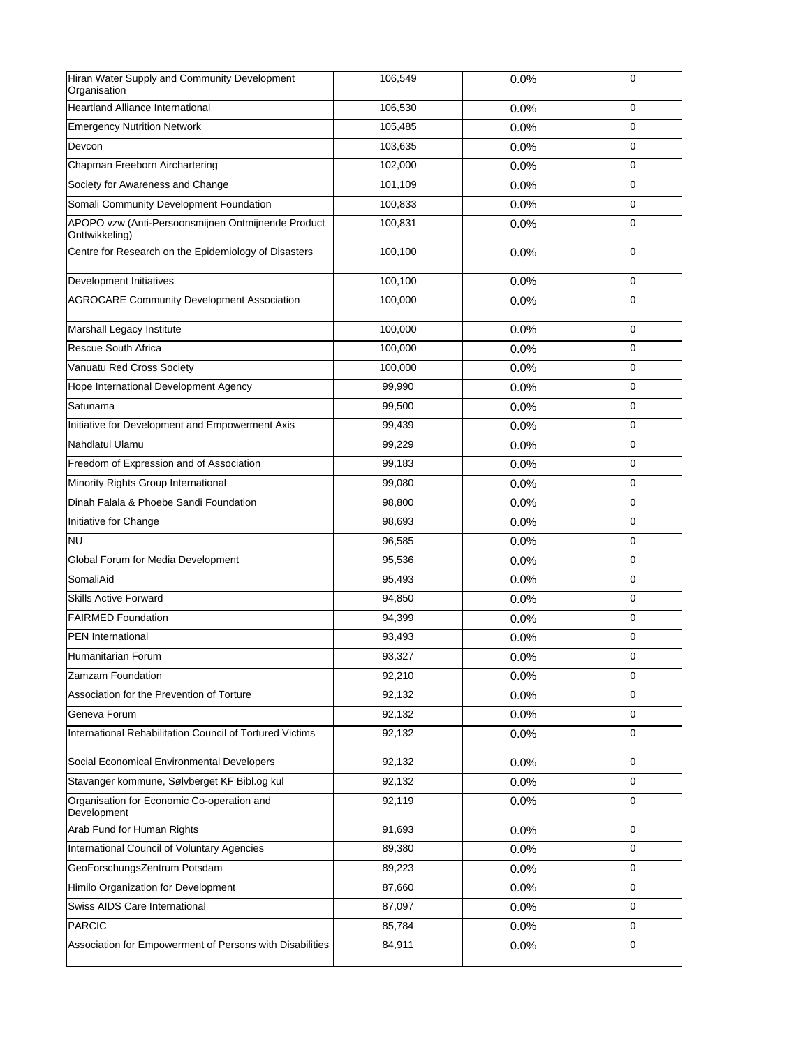| | | | |
|---|---|---|---|
| Hiran Water Supply and Community Development Organisation | 106,549 | 0.0% | 0 |
| Heartland Alliance International | 106,530 | 0.0% | 0 |
| Emergency Nutrition Network | 105,485 | 0.0% | 0 |
| Devcon | 103,635 | 0.0% | 0 |
| Chapman Freeborn Airchartering | 102,000 | 0.0% | 0 |
| Society for Awareness and Change | 101,109 | 0.0% | 0 |
| Somali Community Development Foundation | 100,833 | 0.0% | 0 |
| APOPO vzw (Anti-Persoonsmijnen Ontmijnende Product Onttwikkeling) | 100,831 | 0.0% | 0 |
| Centre for Research on the Epidemiology of Disasters | 100,100 | 0.0% | 0 |
| Development Initiatives | 100,100 | 0.0% | 0 |
| AGROCARE Community Development Association | 100,000 | 0.0% | 0 |
| Marshall Legacy Institute | 100,000 | 0.0% | 0 |
| Rescue South Africa | 100,000 | 0.0% | 0 |
| Vanuatu Red Cross Society | 100,000 | 0.0% | 0 |
| Hope International Development Agency | 99,990 | 0.0% | 0 |
| Satunama | 99,500 | 0.0% | 0 |
| Initiative for Development and Empowerment Axis | 99,439 | 0.0% | 0 |
| Nahdlatul Ulamu | 99,229 | 0.0% | 0 |
| Freedom of Expression and of Association | 99,183 | 0.0% | 0 |
| Minority Rights Group International | 99,080 | 0.0% | 0 |
| Dinah Falala & Phoebe Sandi Foundation | 98,800 | 0.0% | 0 |
| Initiative for Change | 98,693 | 0.0% | 0 |
| NU | 96,585 | 0.0% | 0 |
| Global Forum for Media Development | 95,536 | 0.0% | 0 |
| SomaliAid | 95,493 | 0.0% | 0 |
| Skills Active Forward | 94,850 | 0.0% | 0 |
| FAIRMED Foundation | 94,399 | 0.0% | 0 |
| PEN International | 93,493 | 0.0% | 0 |
| Humanitarian Forum | 93,327 | 0.0% | 0 |
| Zamzam Foundation | 92,210 | 0.0% | 0 |
| Association for the Prevention of Torture | 92,132 | 0.0% | 0 |
| Geneva Forum | 92,132 | 0.0% | 0 |
| International Rehabilitation Council of Tortured Victims | 92,132 | 0.0% | 0 |
| Social Economical Environmental Developers | 92,132 | 0.0% | 0 |
| Stavanger kommune, Sølvberget KF Bibl.og kul | 92,132 | 0.0% | 0 |
| Organisation for Economic Co-operation and Development | 92,119 | 0.0% | 0 |
| Arab Fund for Human Rights | 91,693 | 0.0% | 0 |
| International Council of Voluntary Agencies | 89,380 | 0.0% | 0 |
| GeoForschungsZentrum Potsdam | 89,223 | 0.0% | 0 |
| Himilo Organization for Development | 87,660 | 0.0% | 0 |
| Swiss AIDS Care International | 87,097 | 0.0% | 0 |
| PARCIC | 85,784 | 0.0% | 0 |
| Association for Empowerment of Persons with Disabilities | 84,911 | 0.0% | 0 |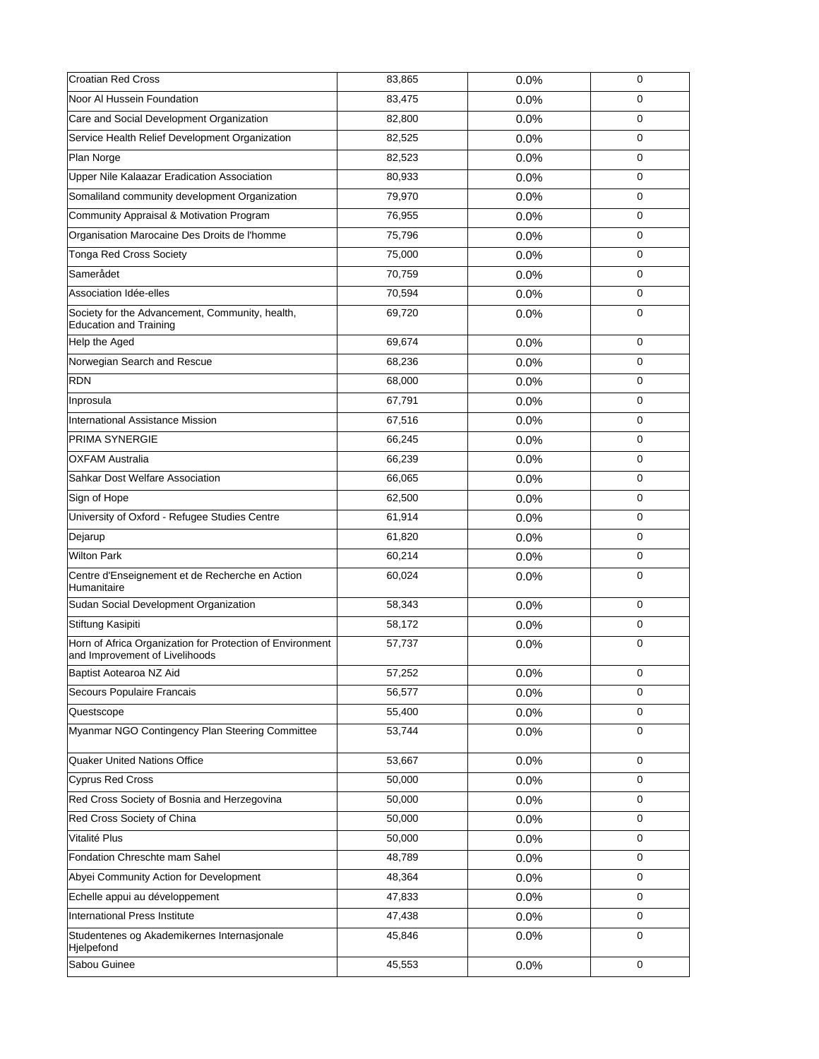| | | | |
|---|---|---|---|
| Croatian Red Cross | 83,865 | 0.0% | 0 |
| Noor Al Hussein Foundation | 83,475 | 0.0% | 0 |
| Care and Social Development Organization | 82,800 | 0.0% | 0 |
| Service Health Relief Development Organization | 82,525 | 0.0% | 0 |
| Plan Norge | 82,523 | 0.0% | 0 |
| Upper Nile Kalaazar Eradication Association | 80,933 | 0.0% | 0 |
| Somaliland community development Organization | 79,970 | 0.0% | 0 |
| Community Appraisal & Motivation Program | 76,955 | 0.0% | 0 |
| Organisation Marocaine Des Droits de l'homme | 75,796 | 0.0% | 0 |
| Tonga Red Cross Society | 75,000 | 0.0% | 0 |
| Samerådet | 70,759 | 0.0% | 0 |
| Association Idée-elles | 70,594 | 0.0% | 0 |
| Society for the Advancement, Community, health, Education and Training | 69,720 | 0.0% | 0 |
| Help the Aged | 69,674 | 0.0% | 0 |
| Norwegian Search and Rescue | 68,236 | 0.0% | 0 |
| RDN | 68,000 | 0.0% | 0 |
| Inprosula | 67,791 | 0.0% | 0 |
| International Assistance Mission | 67,516 | 0.0% | 0 |
| PRIMA SYNERGIE | 66,245 | 0.0% | 0 |
| OXFAM Australia | 66,239 | 0.0% | 0 |
| Sahkar Dost Welfare Association | 66,065 | 0.0% | 0 |
| Sign of Hope | 62,500 | 0.0% | 0 |
| University of Oxford - Refugee Studies Centre | 61,914 | 0.0% | 0 |
| Dejarup | 61,820 | 0.0% | 0 |
| Wilton Park | 60,214 | 0.0% | 0 |
| Centre d'Enseignement et de Recherche en Action Humanitaire | 60,024 | 0.0% | 0 |
| Sudan Social Development Organization | 58,343 | 0.0% | 0 |
| Stiftung Kasipiti | 58,172 | 0.0% | 0 |
| Horn of Africa Organization for Protection of Environment and Improvement of Livelihoods | 57,737 | 0.0% | 0 |
| Baptist Aotearoa NZ Aid | 57,252 | 0.0% | 0 |
| Secours Populaire Francais | 56,577 | 0.0% | 0 |
| Questscope | 55,400 | 0.0% | 0 |
| Myanmar NGO Contingency Plan Steering Committee | 53,744 | 0.0% | 0 |
| Quaker United Nations Office | 53,667 | 0.0% | 0 |
| Cyprus Red Cross | 50,000 | 0.0% | 0 |
| Red Cross Society of Bosnia and Herzegovina | 50,000 | 0.0% | 0 |
| Red Cross Society of China | 50,000 | 0.0% | 0 |
| Vitalité Plus | 50,000 | 0.0% | 0 |
| Fondation Chreschte mam Sahel | 48,789 | 0.0% | 0 |
| Abyei Community Action for Development | 48,364 | 0.0% | 0 |
| Echelle appui au développement | 47,833 | 0.0% | 0 |
| International Press Institute | 47,438 | 0.0% | 0 |
| Studentenes og Akademikernes Internasjonale Hjelpefond | 45,846 | 0.0% | 0 |
| Sabou Guinee | 45,553 | 0.0% | 0 |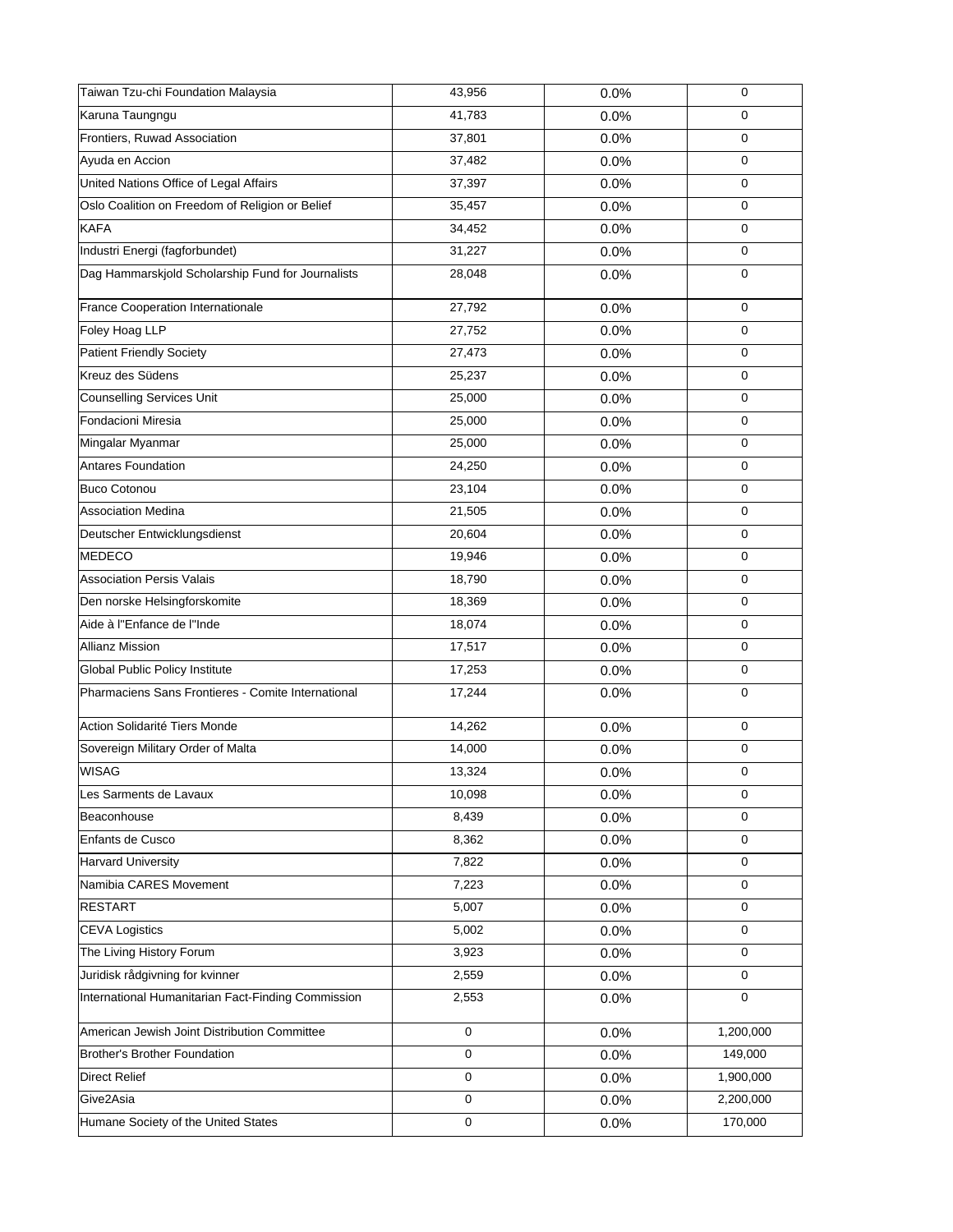| | | | |
|---|---|---|---|
| Taiwan Tzu-chi Foundation Malaysia | 43,956 | 0.0% | 0 |
| Karuna Taungngu | 41,783 | 0.0% | 0 |
| Frontiers, Ruwad Association | 37,801 | 0.0% | 0 |
| Ayuda en Accion | 37,482 | 0.0% | 0 |
| United Nations Office of Legal Affairs | 37,397 | 0.0% | 0 |
| Oslo Coalition on Freedom of Religion or Belief | 35,457 | 0.0% | 0 |
| KAFA | 34,452 | 0.0% | 0 |
| Industri Energi (fagforbundet) | 31,227 | 0.0% | 0 |
| Dag Hammarskjold Scholarship Fund for Journalists | 28,048 | 0.0% | 0 |
| France Cooperation Internationale | 27,792 | 0.0% | 0 |
| Foley Hoag LLP | 27,752 | 0.0% | 0 |
| Patient Friendly Society | 27,473 | 0.0% | 0 |
| Kreuz des Südens | 25,237 | 0.0% | 0 |
| Counselling Services Unit | 25,000 | 0.0% | 0 |
| Fondacioni Miresia | 25,000 | 0.0% | 0 |
| Mingalar Myanmar | 25,000 | 0.0% | 0 |
| Antares Foundation | 24,250 | 0.0% | 0 |
| Buco Cotonou | 23,104 | 0.0% | 0 |
| Association Medina | 21,505 | 0.0% | 0 |
| Deutscher Entwicklungsdienst | 20,604 | 0.0% | 0 |
| MEDECO | 19,946 | 0.0% | 0 |
| Association Persis Valais | 18,790 | 0.0% | 0 |
| Den norske Helsingforskomite | 18,369 | 0.0% | 0 |
| Aide à l"Enfance de l"Inde | 18,074 | 0.0% | 0 |
| Allianz Mission | 17,517 | 0.0% | 0 |
| Global Public Policy Institute | 17,253 | 0.0% | 0 |
| Pharmaciens Sans Frontieres - Comite International | 17,244 | 0.0% | 0 |
| Action Solidarité Tiers Monde | 14,262 | 0.0% | 0 |
| Sovereign Military Order of Malta | 14,000 | 0.0% | 0 |
| WISAG | 13,324 | 0.0% | 0 |
| Les Sarments de Lavaux | 10,098 | 0.0% | 0 |
| Beaconhouse | 8,439 | 0.0% | 0 |
| Enfants de Cusco | 8,362 | 0.0% | 0 |
| Harvard University | 7,822 | 0.0% | 0 |
| Namibia CARES Movement | 7,223 | 0.0% | 0 |
| RESTART | 5,007 | 0.0% | 0 |
| CEVA Logistics | 5,002 | 0.0% | 0 |
| The Living History Forum | 3,923 | 0.0% | 0 |
| Juridisk rådgivning for kvinner | 2,559 | 0.0% | 0 |
| International Humanitarian Fact-Finding Commission | 2,553 | 0.0% | 0 |
| American Jewish Joint Distribution Committee | 0 | 0.0% | 1,200,000 |
| Brother's Brother Foundation | 0 | 0.0% | 149,000 |
| Direct Relief | 0 | 0.0% | 1,900,000 |
| Give2Asia | 0 | 0.0% | 2,200,000 |
| Humane Society of the United States | 0 | 0.0% | 170,000 |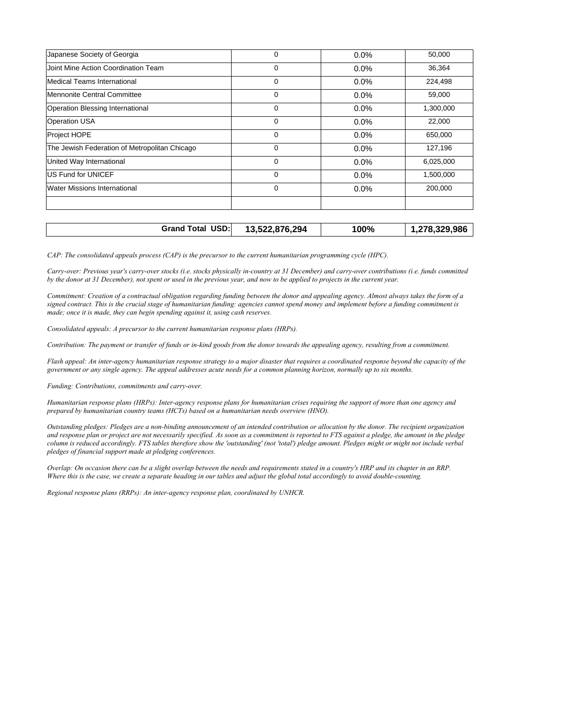| | | | |
|---|---|---|---|
| Japanese Society of Georgia | 0 | 0.0% | 50,000 |
| Joint Mine Action Coordination Team | 0 | 0.0% | 36,364 |
| Medical Teams International | 0 | 0.0% | 224,498 |
| Mennonite Central Committee | 0 | 0.0% | 59,000 |
| Operation Blessing International | 0 | 0.0% | 1,300,000 |
| Operation USA | 0 | 0.0% | 22,000 |
| Project HOPE | 0 | 0.0% | 650,000 |
| The Jewish Federation of Metropolitan Chicago | 0 | 0.0% | 127,196 |
| United Way International | 0 | 0.0% | 6,025,000 |
| US Fund for UNICEF | 0 | 0.0% | 1,500,000 |
| Water Missions International | 0 | 0.0% | 200,000 |
| | | | |
| **Grand Total USD:** | **13,522,876,294** | **100%** | **1,278,329,986** |

*CAP: The consolidated appeals process (CAP) is the precursor to the current humanitarian programming cycle (HPC).*

*Carry-over: Previous year's carry-over stocks (i.e. stocks physically in-country at 31 December) and carry-over contributions (i.e. funds committed by the donor at 31 December), not spent or used in the previous year, and now to be applied to projects in the current year.*

*Commitment: Creation of a contractual obligation regarding funding between the donor and appealing agency. Almost always takes the form of a signed contract. This is the crucial stage of humanitarian funding: agencies cannot spend money and implement before a funding commitment is made; once it is made, they can begin spending against it, using cash reserves.*

*Consolidated appeals: A precursor to the current humanitarian response plans (HRPs).*

*Contribution: The payment or transfer of funds or in-kind goods from the donor towards the appealing agency, resulting from a commitment.*

*Flash appeal: An inter-agency humanitarian response strategy to a major disaster that requires a coordinated response beyond the capacity of the government or any single agency. The appeal addresses acute needs for a common planning horizon, normally up to six months.*

*Funding: Contributions, commitments and carry-over.*

*Humanitarian response plans (HRPs): Inter-agency response plans for humanitarian crises requiring the support of more than one agency and prepared by humanitarian country teams (HCTs) based on a humanitarian needs overview (HNO).*

*Outstanding pledges: Pledges are a non-binding announcement of an intended contribution or allocation by the donor. The recipient organization and response plan or project are not necessarily specified. As soon as a commitment is reported to FTS against a pledge, the amount in the pledge column is reduced accordingly. FTS tables therefore show the 'outstanding' (not 'total') pledge amount. Pledges might or might not include verbal pledges of financial support made at pledging conferences.*

*Overlap: On occasion there can be a slight overlap between the needs and requirements stated in a country's HRP and its chapter in an RRP. Where this is the case, we create a separate heading in our tables and adjust the global total accordingly to avoid double-counting.*

*Regional response plans (RRPs): An inter-agency response plan, coordinated by UNHCR.*